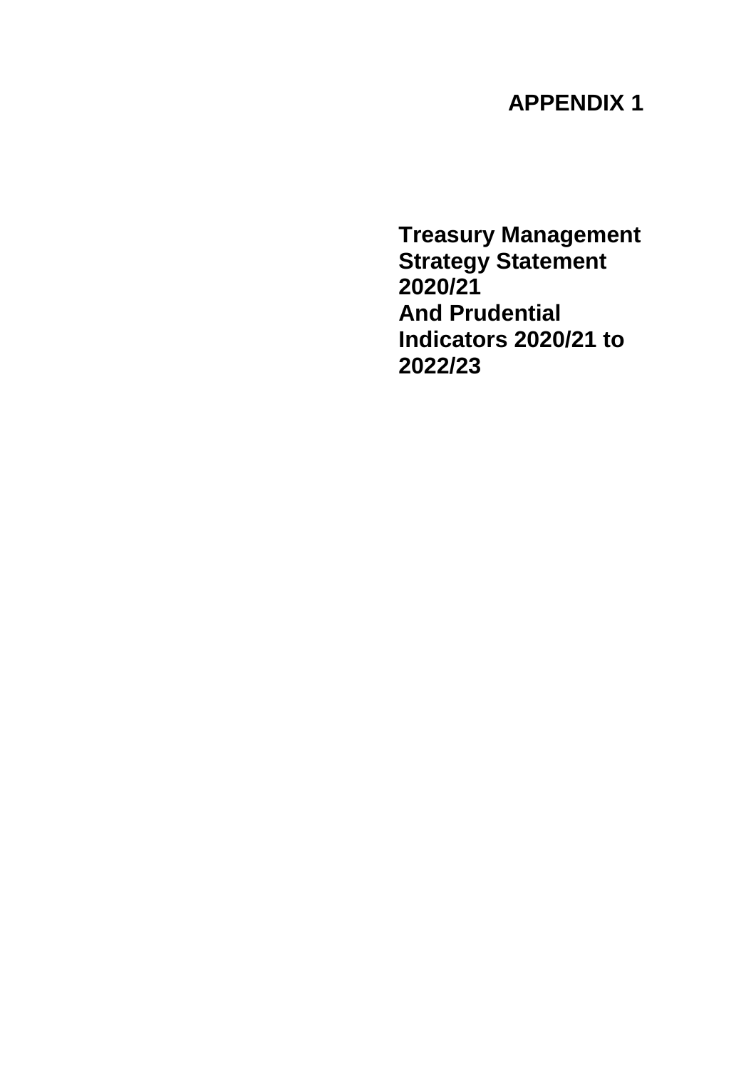# APPENDIX 1

**Treasury Management Strategy Statement 2020/21**
**And Prudential Indicators 2020/21 to 2022/23**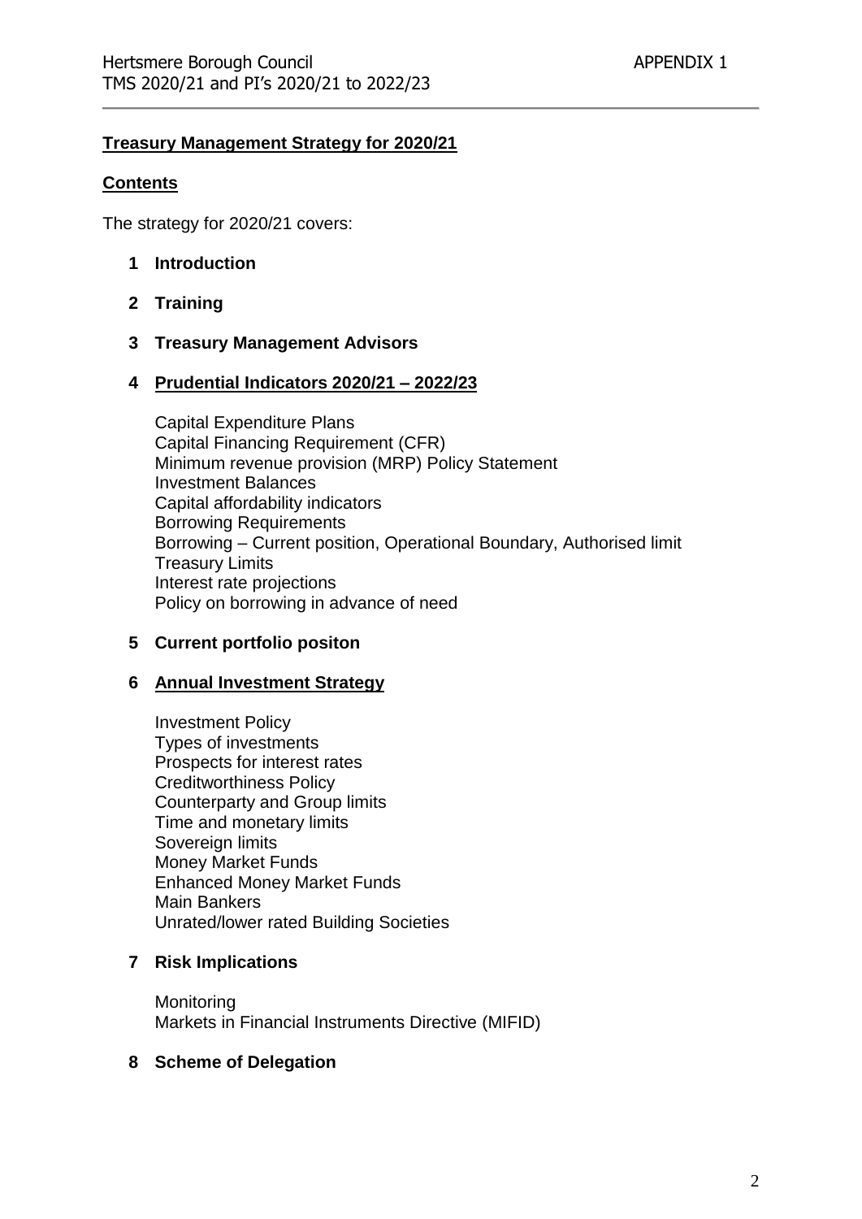# Treasury Management Strategy for 2020/21

## Contents

The strategy for 2020/21 covers:

**1 Introduction**

**2 Training**

**3 Treasury Management Advisors**

**4 Prudential Indicators 2020/21 – 2022/23**

Capital Expenditure Plans
Capital Financing Requirement (CFR)
Minimum revenue provision (MRP) Policy Statement
Investment Balances
Capital affordability indicators
Borrowing Requirements
Borrowing – Current position, Operational Boundary, Authorised limit
Treasury Limits
Interest rate projections
Policy on borrowing in advance of need

**5 Current portfolio positon**

**6 Annual Investment Strategy**

Investment Policy
Types of investments
Prospects for interest rates
Creditworthiness Policy
Counterparty and Group limits
Time and monetary limits
Sovereign limits
Money Market Funds
Enhanced Money Market Funds
Main Bankers
Unrated/lower rated Building Societies

**7 Risk Implications**

Monitoring
Markets in Financial Instruments Directive (MIFID)

**8 Scheme of Delegation**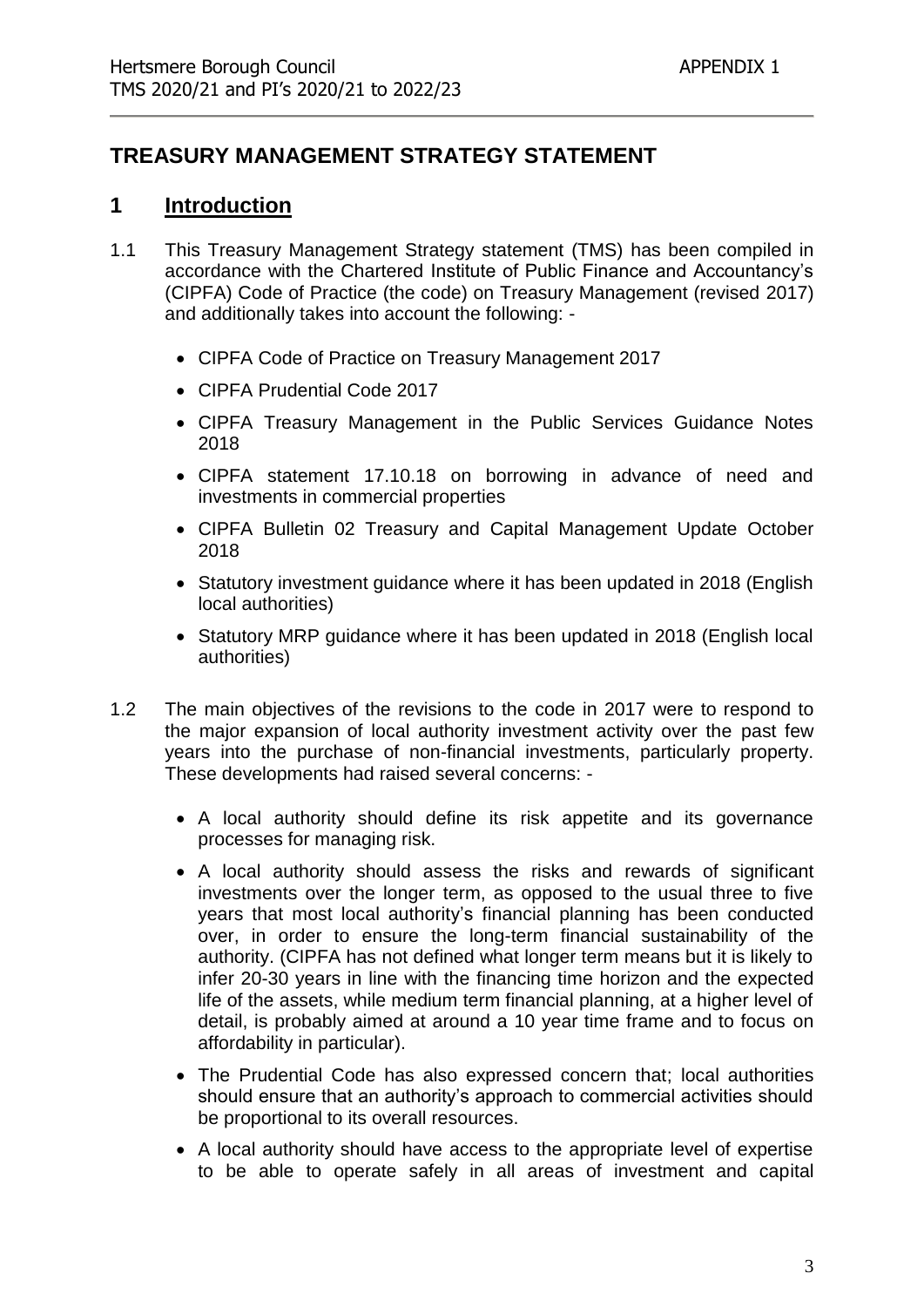## TREASURY MANAGEMENT STRATEGY STATEMENT

## 1 Introduction

1.1 This Treasury Management Strategy statement (TMS) has been compiled in accordance with the Chartered Institute of Public Finance and Accountancy's (CIPFA) Code of Practice (the code) on Treasury Management (revised 2017) and additionally takes into account the following: -

- CIPFA Code of Practice on Treasury Management 2017
- CIPFA Prudential Code 2017
- CIPFA Treasury Management in the Public Services Guidance Notes 2018
- CIPFA statement 17.10.18 on borrowing in advance of need and investments in commercial properties
- CIPFA Bulletin 02 Treasury and Capital Management Update October 2018
- Statutory investment guidance where it has been updated in 2018 (English local authorities)
- Statutory MRP guidance where it has been updated in 2018 (English local authorities)

1.2 The main objectives of the revisions to the code in 2017 were to respond to the major expansion of local authority investment activity over the past few years into the purchase of non-financial investments, particularly property. These developments had raised several concerns: -

- A local authority should define its risk appetite and its governance processes for managing risk.
- A local authority should assess the risks and rewards of significant investments over the longer term, as opposed to the usual three to five years that most local authority's financial planning has been conducted over, in order to ensure the long-term financial sustainability of the authority. (CIPFA has not defined what longer term means but it is likely to infer 20-30 years in line with the financing time horizon and the expected life of the assets, while medium term financial planning, at a higher level of detail, is probably aimed at around a 10 year time frame and to focus on affordability in particular).
- The Prudential Code has also expressed concern that; local authorities should ensure that an authority's approach to commercial activities should be proportional to its overall resources.
- A local authority should have access to the appropriate level of expertise to be able to operate safely in all areas of investment and capital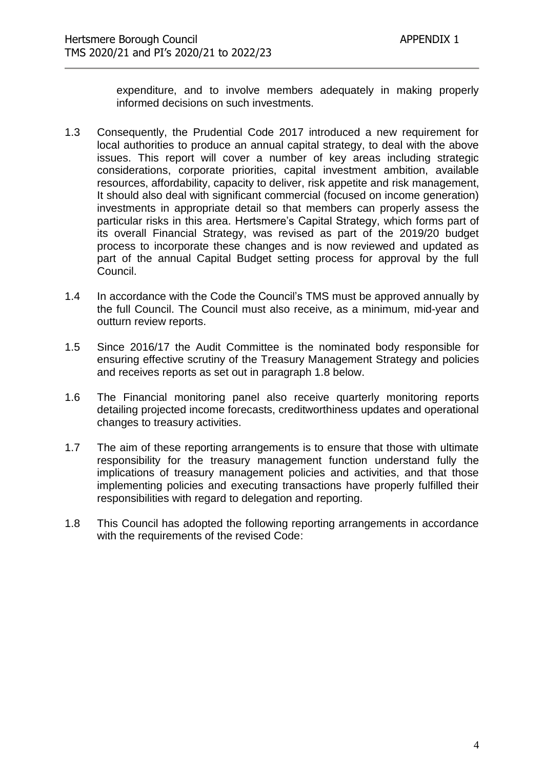expenditure, and to involve members adequately in making properly informed decisions on such investments.

1.3 Consequently, the Prudential Code 2017 introduced a new requirement for local authorities to produce an annual capital strategy, to deal with the above issues. This report will cover a number of key areas including strategic considerations, corporate priorities, capital investment ambition, available resources, affordability, capacity to deliver, risk appetite and risk management, It should also deal with significant commercial (focused on income generation) investments in appropriate detail so that members can properly assess the particular risks in this area. Hertsmere's Capital Strategy, which forms part of its overall Financial Strategy, was revised as part of the 2019/20 budget process to incorporate these changes and is now reviewed and updated as part of the annual Capital Budget setting process for approval by the full Council.

1.4 In accordance with the Code the Council's TMS must be approved annually by the full Council. The Council must also receive, as a minimum, mid-year and outturn review reports.

1.5 Since 2016/17 the Audit Committee is the nominated body responsible for ensuring effective scrutiny of the Treasury Management Strategy and policies and receives reports as set out in paragraph 1.8 below.

1.6 The Financial monitoring panel also receive quarterly monitoring reports detailing projected income forecasts, creditworthiness updates and operational changes to treasury activities.

1.7 The aim of these reporting arrangements is to ensure that those with ultimate responsibility for the treasury management function understand fully the implications of treasury management policies and activities, and that those implementing policies and executing transactions have properly fulfilled their responsibilities with regard to delegation and reporting.

1.8 This Council has adopted the following reporting arrangements in accordance with the requirements of the revised Code: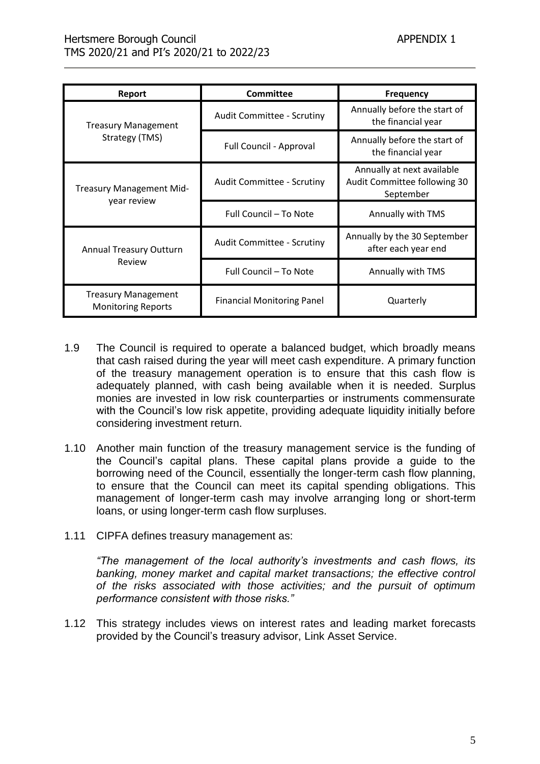| Report | Committee | Frequency |
|---|---|---|
| Treasury Management Strategy (TMS) | Audit Committee - Scrutiny | Annually before the start of the financial year |
| | Full Council - Approval | Annually before the start of the financial year |
| Treasury Management Mid-year review | Audit Committee - Scrutiny | Annually at next available Audit Committee following 30 September |
| | Full Council – To Note | Annually with TMS |
| Annual Treasury Outturn Review | Audit Committee - Scrutiny | Annually by the 30 September after each year end |
| | Full Council – To Note | Annually with TMS |
| Treasury Management Monitoring Reports | Financial Monitoring Panel | Quarterly |

1.9 The Council is required to operate a balanced budget, which broadly means that cash raised during the year will meet cash expenditure. A primary function of the treasury management operation is to ensure that this cash flow is adequately planned, with cash being available when it is needed. Surplus monies are invested in low risk counterparties or instruments commensurate with the Council's low risk appetite, providing adequate liquidity initially before considering investment return.

1.10 Another main function of the treasury management service is the funding of the Council's capital plans. These capital plans provide a guide to the borrowing need of the Council, essentially the longer-term cash flow planning, to ensure that the Council can meet its capital spending obligations. This management of longer-term cash may involve arranging long or short-term loans, or using longer-term cash flow surpluses.

1.11 CIPFA defines treasury management as:

*"The management of the local authority's investments and cash flows, its banking, money market and capital market transactions; the effective control of the risks associated with those activities; and the pursuit of optimum performance consistent with those risks."*

1.12 This strategy includes views on interest rates and leading market forecasts provided by the Council's treasury advisor, Link Asset Service.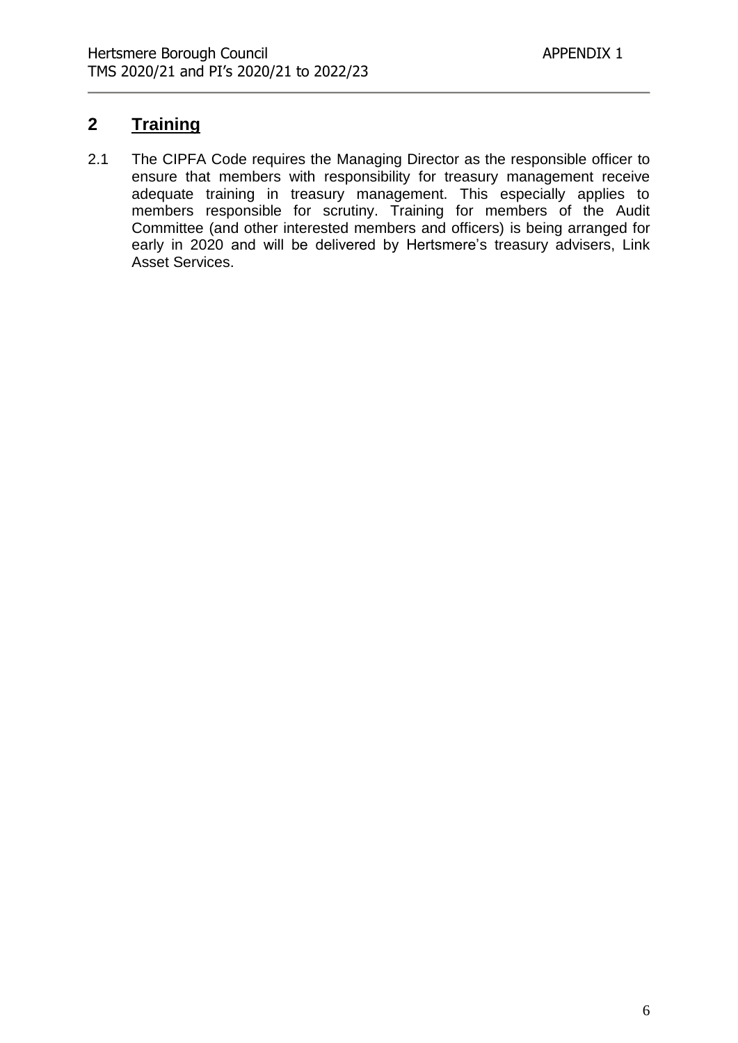## 2 Training

2.1 The CIPFA Code requires the Managing Director as the responsible officer to ensure that members with responsibility for treasury management receive adequate training in treasury management. This especially applies to members responsible for scrutiny. Training for members of the Audit Committee (and other interested members and officers) is being arranged for early in 2020 and will be delivered by Hertsmere's treasury advisers, Link Asset Services.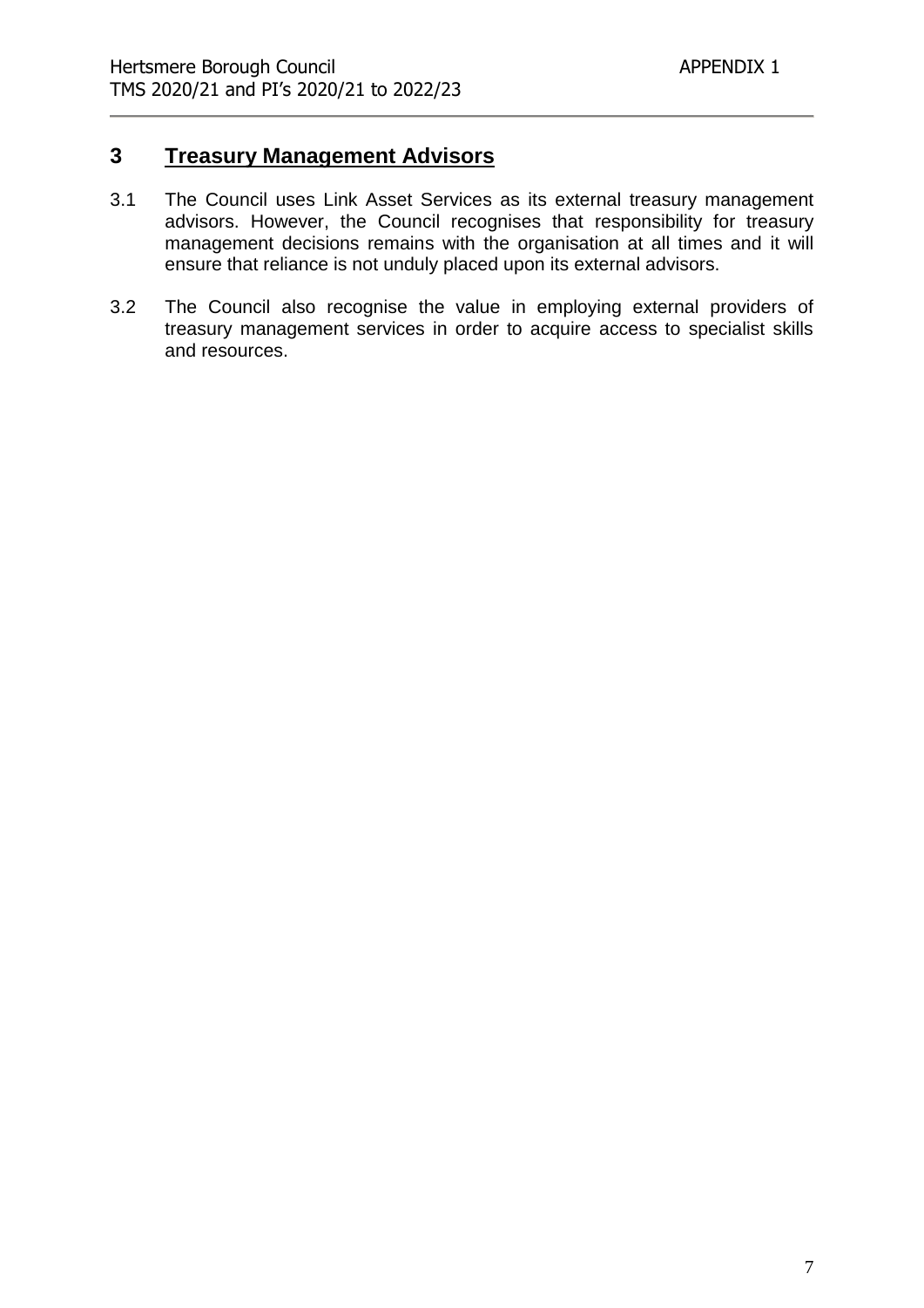## 3 Treasury Management Advisors

3.1 The Council uses Link Asset Services as its external treasury management advisors. However, the Council recognises that responsibility for treasury management decisions remains with the organisation at all times and it will ensure that reliance is not unduly placed upon its external advisors.

3.2 The Council also recognise the value in employing external providers of treasury management services in order to acquire access to specialist skills and resources.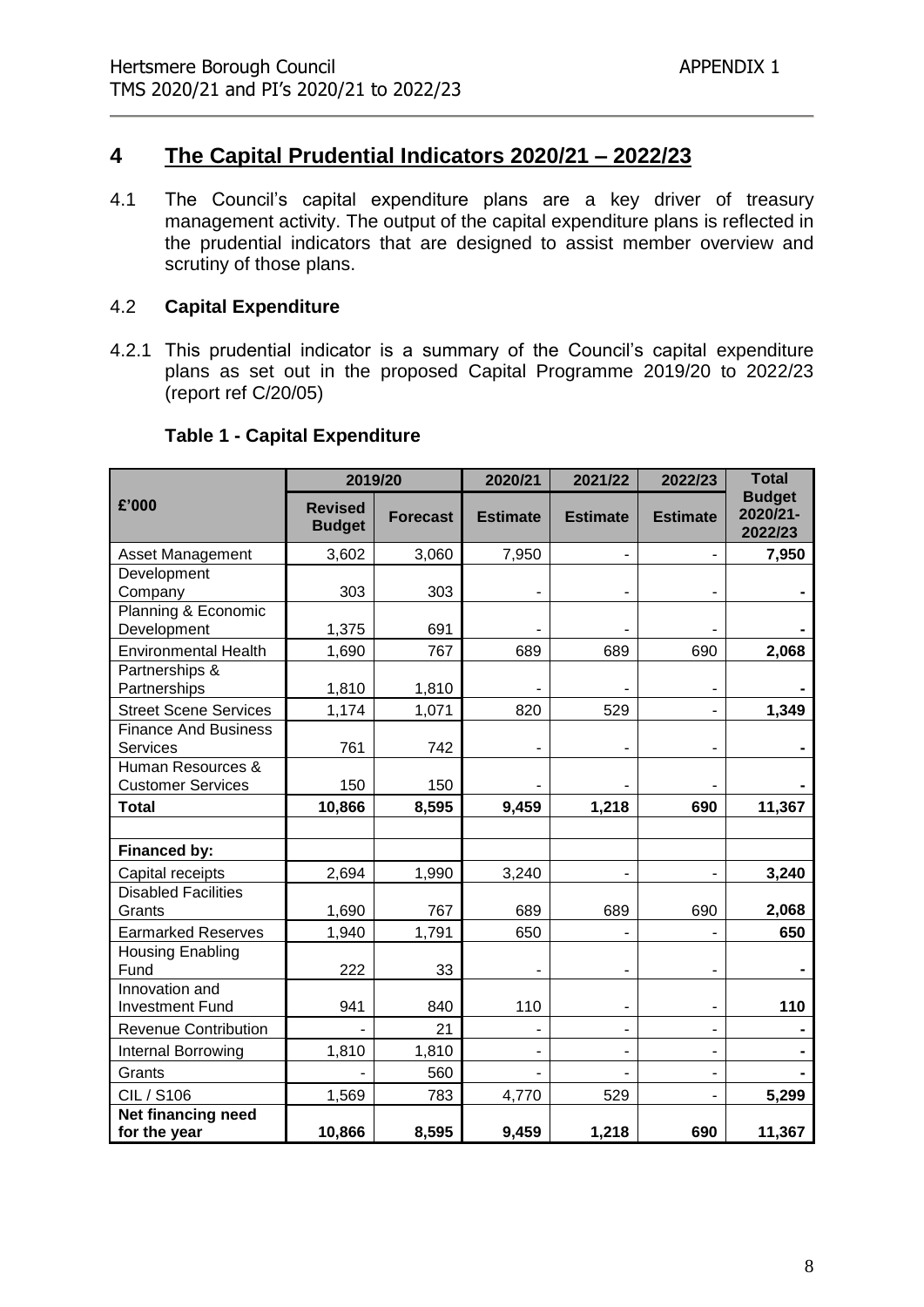## 4 The Capital Prudential Indicators 2020/21 – 2022/23

4.1 The Council's capital expenditure plans are a key driver of treasury management activity. The output of the capital expenditure plans is reflected in the prudential indicators that are designed to assist member overview and scrutiny of those plans.

### 4.2 Capital Expenditure

4.2.1 This prudential indicator is a summary of the Council's capital expenditure plans as set out in the proposed Capital Programme 2019/20 to 2022/23 (report ref C/20/05)

**Table 1 - Capital Expenditure**

| £'000 | 2019/20 | | 2020/21 | 2021/22 | 2022/23 | Total |
|---|---|---|---|---|---|---|
| | Revised Budget | Forecast | Estimate | Estimate | Estimate | Budget 2020/21-2022/23 |
| Asset Management | 3,602 | 3,060 | 7,950 | - | - | **7,950** |
| Development Company | 303 | 303 | - | - | - | **-** |
| Planning & Economic Development | 1,375 | 691 | - | - | - | **-** |
| Environmental Health | 1,690 | 767 | 689 | 689 | 690 | **2,068** |
| Partnerships & Partnerships | 1,810 | 1,810 | - | - | - | **-** |
| Street Scene Services | 1,174 | 1,071 | 820 | 529 | - | **1,349** |
| Finance And Business Services | 761 | 742 | - | - | - | **-** |
| Human Resources & Customer Services | 150 | 150 | - | - | - | **-** |
| **Total** | **10,866** | **8,595** | **9,459** | **1,218** | **690** | **11,367** |
| | | | | | | |
| **Financed by:** | | | | | | |
| Capital receipts | 2,694 | 1,990 | 3,240 | - | - | **3,240** |
| Disabled Facilities Grants | 1,690 | 767 | 689 | 689 | 690 | **2,068** |
| Earmarked Reserves | 1,940 | 1,791 | 650 | - | - | **650** |
| Housing Enabling Fund | 222 | 33 | - | - | - | **-** |
| Innovation and Investment Fund | 941 | 840 | 110 | - | - | **110** |
| Revenue Contribution | - | 21 | - | - | - | **-** |
| Internal Borrowing | 1,810 | 1,810 | - | - | - | **-** |
| Grants | - | 560 | - | - | - | **-** |
| CIL / S106 | 1,569 | 783 | 4,770 | 529 | - | **5,299** |
| **Net financing need for the year** | **10,866** | **8,595** | **9,459** | **1,218** | **690** | **11,367** |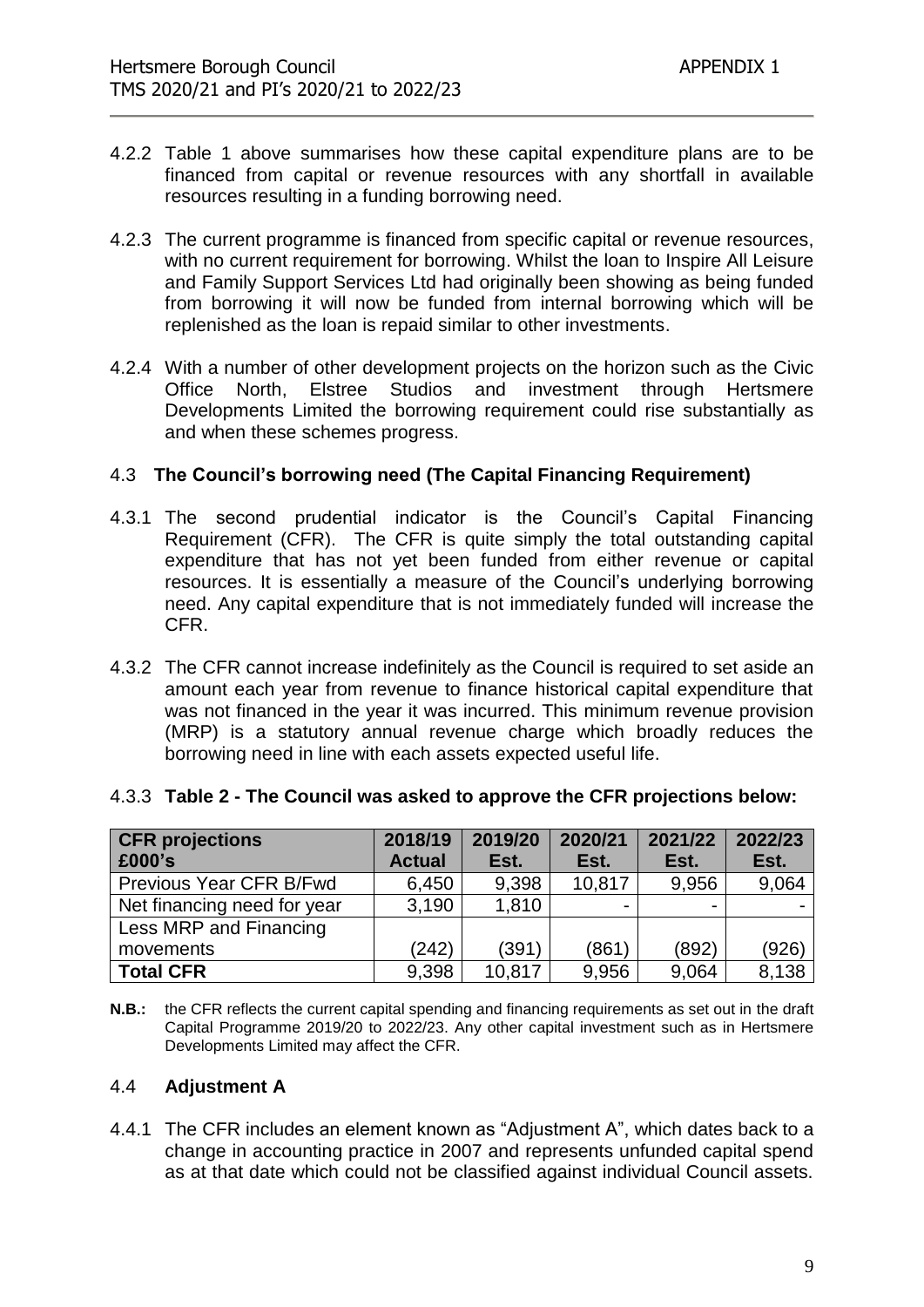4.2.2 Table 1 above summarises how these capital expenditure plans are to be financed from capital or revenue resources with any shortfall in available resources resulting in a funding borrowing need.

4.2.3 The current programme is financed from specific capital or revenue resources, with no current requirement for borrowing. Whilst the loan to Inspire All Leisure and Family Support Services Ltd had originally been showing as being funded from borrowing it will now be funded from internal borrowing which will be replenished as the loan is repaid similar to other investments.

4.2.4 With a number of other development projects on the horizon such as the Civic Office North, Elstree Studios and investment through Hertsmere Developments Limited the borrowing requirement could rise substantially as and when these schemes progress.

## 4.3 The Council's borrowing need (The Capital Financing Requirement)

4.3.1 The second prudential indicator is the Council's Capital Financing Requirement (CFR). The CFR is quite simply the total outstanding capital expenditure that has not yet been funded from either revenue or capital resources. It is essentially a measure of the Council's underlying borrowing need. Any capital expenditure that is not immediately funded will increase the CFR.

4.3.2 The CFR cannot increase indefinitely as the Council is required to set aside an amount each year from revenue to finance historical capital expenditure that was not financed in the year it was incurred. This minimum revenue provision (MRP) is a statutory annual revenue charge which broadly reduces the borrowing need in line with each assets expected useful life.

4.3.3 **Table 2 - The Council was asked to approve the CFR projections below:**

| **CFR projections £000's** | **2018/19 Actual** | **2019/20 Est.** | **2020/21 Est.** | **2021/22 Est.** | **2022/23 Est.** |
|---|---|---|---|---|---|
| Previous Year CFR B/Fwd | 6,450 | 9,398 | 10,817 | 9,956 | 9,064 |
| Net financing need for year | 3,190 | 1,810 | - | - | - |
| Less MRP and Financing movements | (242) | (391) | (861) | (892) | (926) |
| **Total CFR** | 9,398 | 10,817 | 9,956 | 9,064 | 8,138 |

**N.B.:** the CFR reflects the current capital spending and financing requirements as set out in the draft Capital Programme 2019/20 to 2022/23. Any other capital investment such as in Hertsmere Developments Limited may affect the CFR.

## 4.4 Adjustment A

4.4.1 The CFR includes an element known as "Adjustment A", which dates back to a change in accounting practice in 2007 and represents unfunded capital spend as at that date which could not be classified against individual Council assets.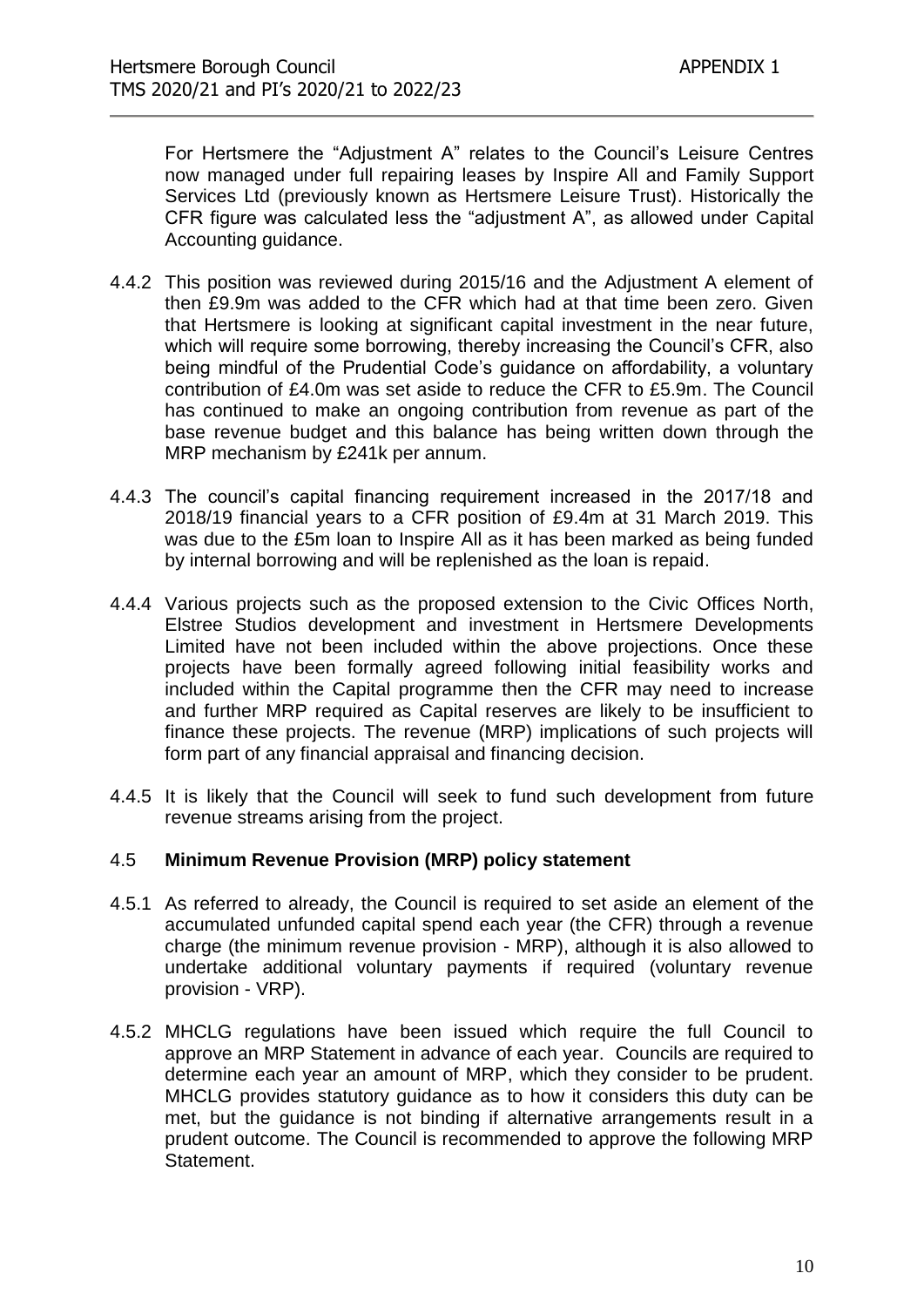For Hertsmere the "Adjustment A" relates to the Council's Leisure Centres now managed under full repairing leases by Inspire All and Family Support Services Ltd (previously known as Hertsmere Leisure Trust). Historically the CFR figure was calculated less the "adjustment A", as allowed under Capital Accounting guidance.

4.4.2 This position was reviewed during 2015/16 and the Adjustment A element of then £9.9m was added to the CFR which had at that time been zero. Given that Hertsmere is looking at significant capital investment in the near future, which will require some borrowing, thereby increasing the Council's CFR, also being mindful of the Prudential Code's guidance on affordability, a voluntary contribution of £4.0m was set aside to reduce the CFR to £5.9m. The Council has continued to make an ongoing contribution from revenue as part of the base revenue budget and this balance has being written down through the MRP mechanism by £241k per annum.

4.4.3 The council's capital financing requirement increased in the 2017/18 and 2018/19 financial years to a CFR position of £9.4m at 31 March 2019. This was due to the £5m loan to Inspire All as it has been marked as being funded by internal borrowing and will be replenished as the loan is repaid.

4.4.4 Various projects such as the proposed extension to the Civic Offices North, Elstree Studios development and investment in Hertsmere Developments Limited have not been included within the above projections. Once these projects have been formally agreed following initial feasibility works and included within the Capital programme then the CFR may need to increase and further MRP required as Capital reserves are likely to be insufficient to finance these projects. The revenue (MRP) implications of such projects will form part of any financial appraisal and financing decision.

4.4.5 It is likely that the Council will seek to fund such development from future revenue streams arising from the project.

### 4.5 Minimum Revenue Provision (MRP) policy statement

4.5.1 As referred to already, the Council is required to set aside an element of the accumulated unfunded capital spend each year (the CFR) through a revenue charge (the minimum revenue provision - MRP), although it is also allowed to undertake additional voluntary payments if required (voluntary revenue provision - VRP).

4.5.2 MHCLG regulations have been issued which require the full Council to approve an MRP Statement in advance of each year. Councils are required to determine each year an amount of MRP, which they consider to be prudent. MHCLG provides statutory guidance as to how it considers this duty can be met, but the guidance is not binding if alternative arrangements result in a prudent outcome. The Council is recommended to approve the following MRP Statement.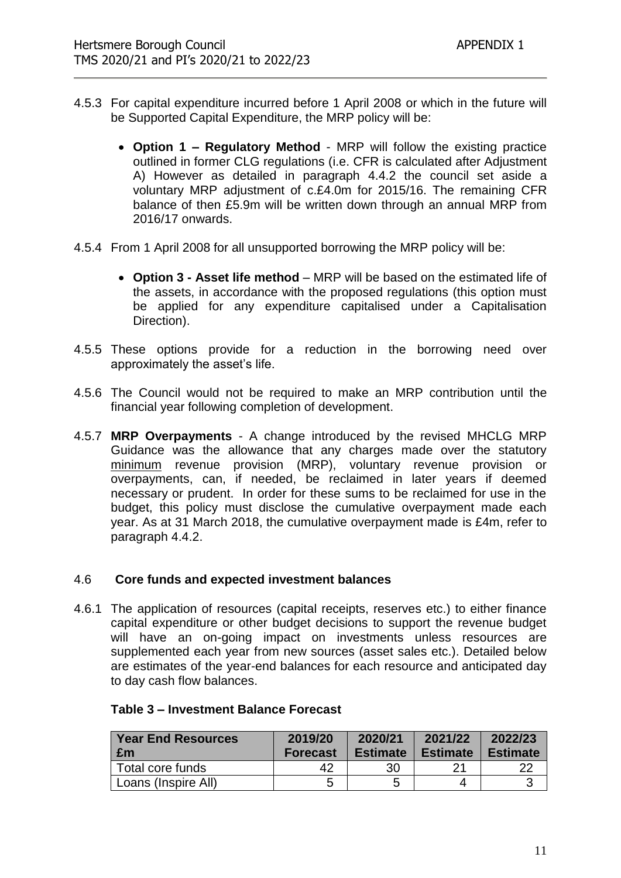4.5.3 For capital expenditure incurred before 1 April 2008 or which in the future will be Supported Capital Expenditure, the MRP policy will be:

- **Option 1 – Regulatory Method** - MRP will follow the existing practice outlined in former CLG regulations (i.e. CFR is calculated after Adjustment A) However as detailed in paragraph 4.4.2 the council set aside a voluntary MRP adjustment of c.£4.0m for 2015/16. The remaining CFR balance of then £5.9m will be written down through an annual MRP from 2016/17 onwards.

4.5.4 From 1 April 2008 for all unsupported borrowing the MRP policy will be:

- **Option 3 - Asset life method** – MRP will be based on the estimated life of the assets, in accordance with the proposed regulations (this option must be applied for any expenditure capitalised under a Capitalisation Direction).

4.5.5 These options provide for a reduction in the borrowing need over approximately the asset's life.

4.5.6 The Council would not be required to make an MRP contribution until the financial year following completion of development.

4.5.7 **MRP Overpayments** - A change introduced by the revised MHCLG MRP Guidance was the allowance that any charges made over the statutory minimum revenue provision (MRP), voluntary revenue provision or overpayments, can, if needed, be reclaimed in later years if deemed necessary or prudent. In order for these sums to be reclaimed for use in the budget, this policy must disclose the cumulative overpayment made each year. As at 31 March 2018, the cumulative overpayment made is £4m, refer to paragraph 4.4.2.

## 4.6 Core funds and expected investment balances

4.6.1 The application of resources (capital receipts, reserves etc.) to either finance capital expenditure or other budget decisions to support the revenue budget will have an on-going impact on investments unless resources are supplemented each year from new sources (asset sales etc.). Detailed below are estimates of the year-end balances for each resource and anticipated day to day cash flow balances.

**Table 3 – Investment Balance Forecast**

| Year End Resources £m | 2019/20 Forecast | 2020/21 Estimate | 2021/22 Estimate | 2022/23 Estimate |
|---|---|---|---|---|
| Total core funds | 42 | 30 | 21 | 22 |
| Loans (Inspire All) | 5 | 5 | 4 | 3 |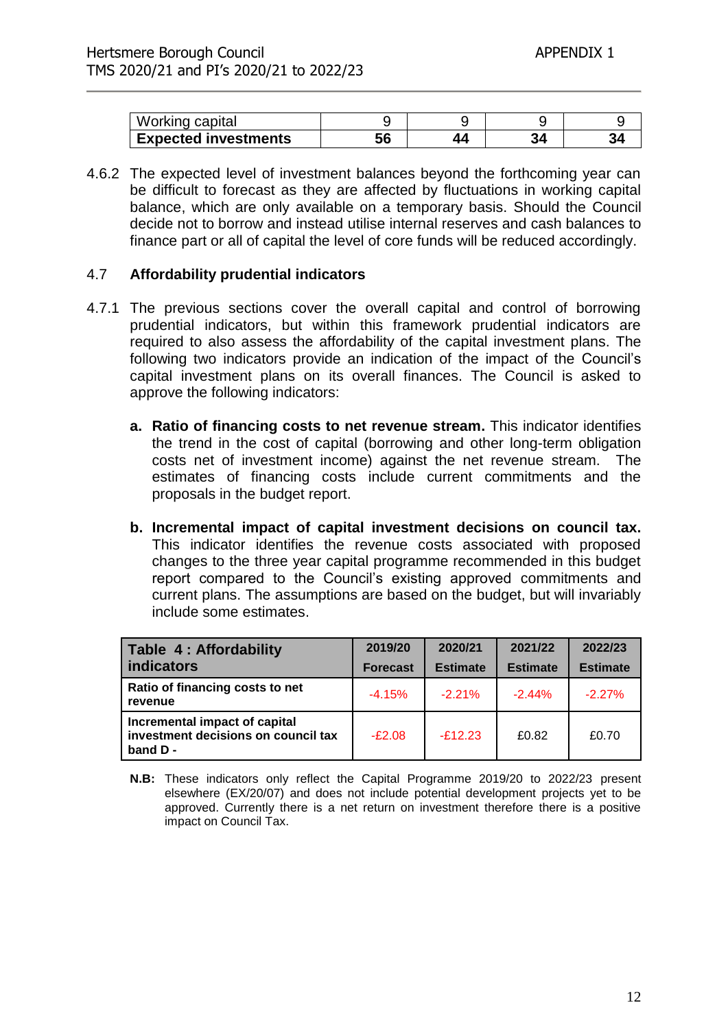| | | | | |
|---|---|---|---|---|
| Working capital | 9 | 9 | 9 | 9 |
| **Expected investments** | **56** | **44** | **34** | **34** |

4.6.2 The expected level of investment balances beyond the forthcoming year can be difficult to forecast as they are affected by fluctuations in working capital balance, which are only available on a temporary basis. Should the Council decide not to borrow and instead utilise internal reserves and cash balances to finance part or all of capital the level of core funds will be reduced accordingly.

### 4.7 Affordability prudential indicators

4.7.1 The previous sections cover the overall capital and control of borrowing prudential indicators, but within this framework prudential indicators are required to also assess the affordability of the capital investment plans. The following two indicators provide an indication of the impact of the Council's capital investment plans on its overall finances. The Council is asked to approve the following indicators:

**a. Ratio of financing costs to net revenue stream.** This indicator identifies the trend in the cost of capital (borrowing and other long-term obligation costs net of investment income) against the net revenue stream. The estimates of financing costs include current commitments and the proposals in the budget report.

**b. Incremental impact of capital investment decisions on council tax.** This indicator identifies the revenue costs associated with proposed changes to the three year capital programme recommended in this budget report compared to the Council's existing approved commitments and current plans. The assumptions are based on the budget, but will invariably include some estimates.

| Table 4 : Affordability indicators | 2019/20 Forecast | 2020/21 Estimate | 2021/22 Estimate | 2022/23 Estimate |
|---|---|---|---|---|
| **Ratio of financing costs to net revenue** | -4.15% | -2.21% | -2.44% | -2.27% |
| **Incremental impact of capital investment decisions on council tax band D -** | -£2.08 | -£12.23 | £0.82 | £0.70 |

**N.B:** These indicators only reflect the Capital Programme 2019/20 to 2022/23 present elsewhere (EX/20/07) and does not include potential development projects yet to be approved. Currently there is a net return on investment therefore there is a positive impact on Council Tax.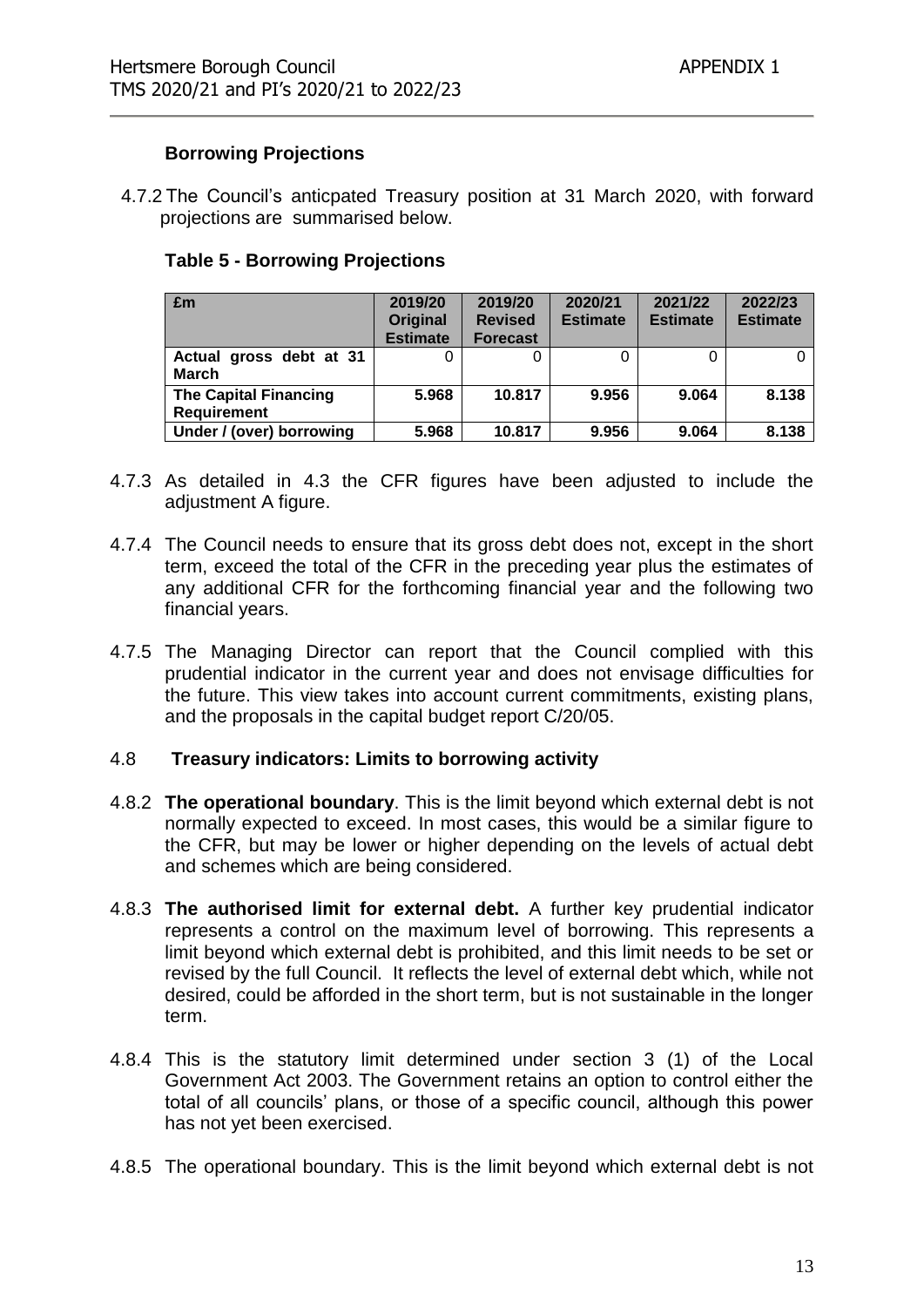### Borrowing Projections

4.7.2 The Council's anticpated Treasury position at 31 March 2020, with forward projections are summarised below.

**Table 5 - Borrowing Projections**

| £m | 2019/20 Original Estimate | 2019/20 Revised Forecast | 2020/21 Estimate | 2021/22 Estimate | 2022/23 Estimate |
|---|---|---|---|---|---|
| **Actual gross debt at 31 March** | 0 | 0 | 0 | 0 | 0 |
| **The Capital Financing Requirement** | **5.968** | **10.817** | **9.956** | **9.064** | **8.138** |
| **Under / (over) borrowing** | **5.968** | **10.817** | **9.956** | **9.064** | **8.138** |

4.7.3 As detailed in 4.3 the CFR figures have been adjusted to include the adjustment A figure.

4.7.4 The Council needs to ensure that its gross debt does not, except in the short term, exceed the total of the CFR in the preceding year plus the estimates of any additional CFR for the forthcoming financial year and the following two financial years.

4.7.5 The Managing Director can report that the Council complied with this prudential indicator in the current year and does not envisage difficulties for the future. This view takes into account current commitments, existing plans, and the proposals in the capital budget report C/20/05.

### 4.8 Treasury indicators: Limits to borrowing activity

4.8.2 **The operational boundary**. This is the limit beyond which external debt is not normally expected to exceed. In most cases, this would be a similar figure to the CFR, but may be lower or higher depending on the levels of actual debt and schemes which are being considered.

4.8.3 **The authorised limit for external debt.** A further key prudential indicator represents a control on the maximum level of borrowing. This represents a limit beyond which external debt is prohibited, and this limit needs to be set or revised by the full Council. It reflects the level of external debt which, while not desired, could be afforded in the short term, but is not sustainable in the longer term.

4.8.4 This is the statutory limit determined under section 3 (1) of the Local Government Act 2003. The Government retains an option to control either the total of all councils' plans, or those of a specific council, although this power has not yet been exercised.

4.8.5 The operational boundary. This is the limit beyond which external debt is not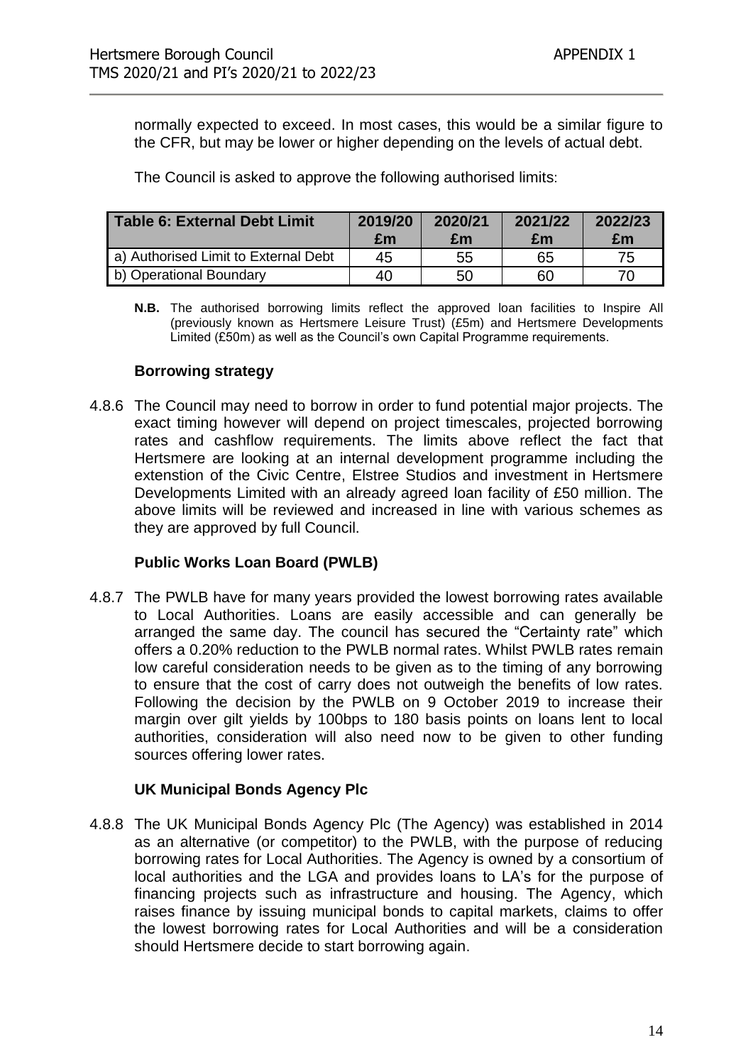normally expected to exceed. In most cases, this would be a similar figure to the CFR, but may be lower or higher depending on the levels of actual debt.

The Council is asked to approve the following authorised limits:

| Table 6: External Debt Limit | 2019/20 £m | 2020/21 £m | 2021/22 £m | 2022/23 £m |
|---|---|---|---|---|
| a) Authorised Limit to External Debt | 45 | 55 | 65 | 75 |
| b) Operational Boundary | 40 | 50 | 60 | 70 |

**N.B.** The authorised borrowing limits reflect the approved loan facilities to Inspire All (previously known as Hertsmere Leisure Trust) (£5m) and Hertsmere Developments Limited (£50m) as well as the Council's own Capital Programme requirements.

**Borrowing strategy**

4.8.6 The Council may need to borrow in order to fund potential major projects. The exact timing however will depend on project timescales, projected borrowing rates and cashflow requirements. The limits above reflect the fact that Hertsmere are looking at an internal development programme including the extenstion of the Civic Centre, Elstree Studios and investment in Hertsmere Developments Limited with an already agreed loan facility of £50 million. The above limits will be reviewed and increased in line with various schemes as they are approved by full Council.

**Public Works Loan Board (PWLB)**

4.8.7 The PWLB have for many years provided the lowest borrowing rates available to Local Authorities. Loans are easily accessible and can generally be arranged the same day. The council has secured the "Certainty rate" which offers a 0.20% reduction to the PWLB normal rates. Whilst PWLB rates remain low careful consideration needs to be given as to the timing of any borrowing to ensure that the cost of carry does not outweigh the benefits of low rates. Following the decision by the PWLB on 9 October 2019 to increase their margin over gilt yields by 100bps to 180 basis points on loans lent to local authorities, consideration will also need now to be given to other funding sources offering lower rates.

**UK Municipal Bonds Agency Plc**

4.8.8 The UK Municipal Bonds Agency Plc (The Agency) was established in 2014 as an alternative (or competitor) to the PWLB, with the purpose of reducing borrowing rates for Local Authorities. The Agency is owned by a consortium of local authorities and the LGA and provides loans to LA's for the purpose of financing projects such as infrastructure and housing. The Agency, which raises finance by issuing municipal bonds to capital markets, claims to offer the lowest borrowing rates for Local Authorities and will be a consideration should Hertsmere decide to start borrowing again.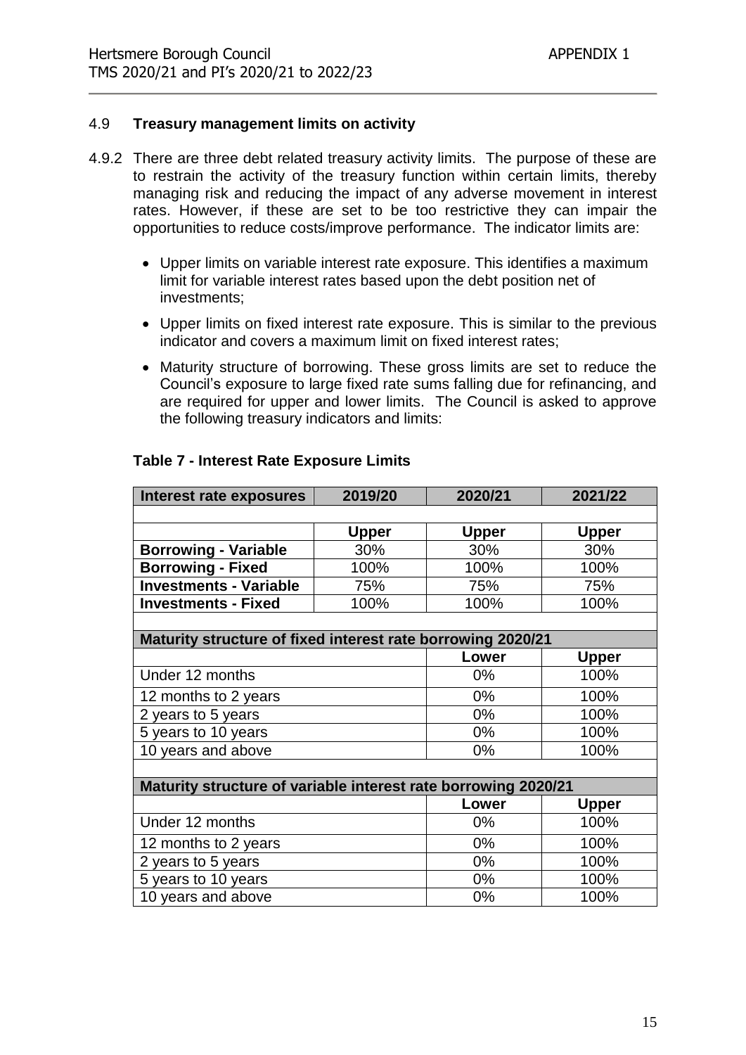### 4.9 **Treasury management limits on activity**

4.9.2 There are three debt related treasury activity limits. The purpose of these are to restrain the activity of the treasury function within certain limits, thereby managing risk and reducing the impact of any adverse movement in interest rates. However, if these are set to be too restrictive they can impair the opportunities to reduce costs/improve performance. The indicator limits are:

- Upper limits on variable interest rate exposure. This identifies a maximum limit for variable interest rates based upon the debt position net of investments;
- Upper limits on fixed interest rate exposure. This is similar to the previous indicator and covers a maximum limit on fixed interest rates;
- Maturity structure of borrowing. These gross limits are set to reduce the Council's exposure to large fixed rate sums falling due for refinancing, and are required for upper and lower limits. The Council is asked to approve the following treasury indicators and limits:

**Table 7 - Interest Rate Exposure Limits**

| **Interest rate exposures** | **2019/20** | **2020/21** | **2021/22** |
|---|---|---|---|
| | | | |
| | **Upper** | **Upper** | **Upper** |
| **Borrowing - Variable** | 30% | 30% | 30% |
| **Borrowing - Fixed** | 100% | 100% | 100% |
| **Investments - Variable** | 75% | 75% | 75% |
| **Investments - Fixed** | 100% | 100% | 100% |
| | | | |
| **Maturity structure of fixed interest rate borrowing 2020/21** | | | |
| | | **Lower** | **Upper** |
| Under 12 months | | 0% | 100% |
| 12 months to 2 years | | 0% | 100% |
| 2 years to 5 years | | 0% | 100% |
| 5 years to 10 years | | 0% | 100% |
| 10 years and above | | 0% | 100% |
| | | | |
| **Maturity structure of variable interest rate borrowing 2020/21** | | | |
| | | **Lower** | **Upper** |
| Under 12 months | | 0% | 100% |
| 12 months to 2 years | | 0% | 100% |
| 2 years to 5 years | | 0% | 100% |
| 5 years to 10 years | | 0% | 100% |
| 10 years and above | | 0% | 100% |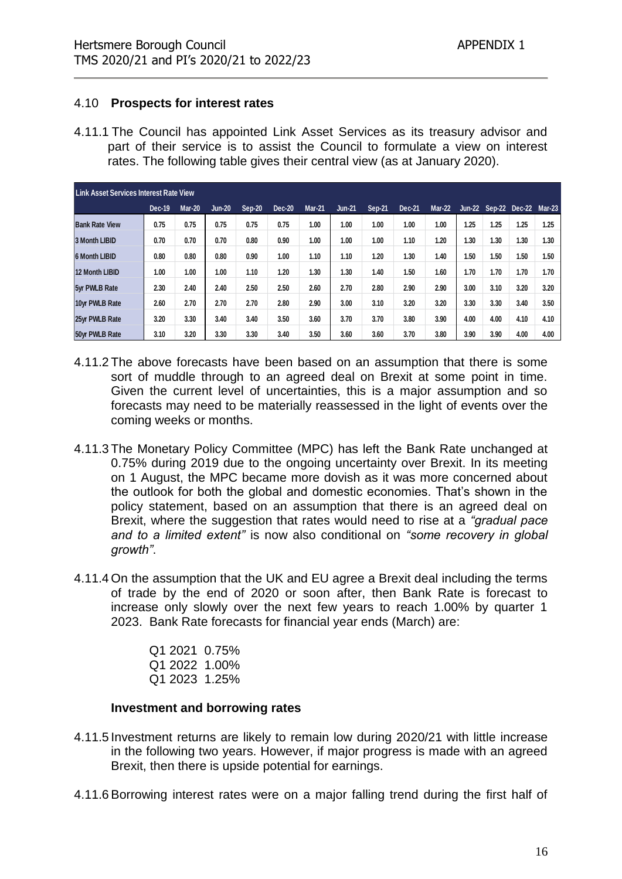## 4.10 **Prospects for interest rates**

4.11.1 The Council has appointed Link Asset Services as its treasury advisor and part of their service is to assist the Council to formulate a view on interest rates. The following table gives their central view (as at January 2020).

| Link Asset Services Interest Rate View | | | | | | | | | | | | | | |
|---|---|---|---|---|---|---|---|---|---|---|---|---|---|---|
| | Dec-19 | Mar-20 | Jun-20 | Sep-20 | Dec-20 | Mar-21 | Jun-21 | Sep-21 | Dec-21 | Mar-22 | Jun-22 | Sep-22 | Dec-22 | Mar-23 |
| Bank Rate View | 0.75 | 0.75 | 0.75 | 0.75 | 0.75 | 1.00 | 1.00 | 1.00 | 1.00 | 1.00 | 1.25 | 1.25 | 1.25 | 1.25 |
| 3 Month LIBID | 0.70 | 0.70 | 0.70 | 0.80 | 0.90 | 1.00 | 1.00 | 1.00 | 1.10 | 1.20 | 1.30 | 1.30 | 1.30 | 1.30 |
| 6 Month LIBID | 0.80 | 0.80 | 0.80 | 0.90 | 1.00 | 1.10 | 1.10 | 1.20 | 1.30 | 1.40 | 1.50 | 1.50 | 1.50 | 1.50 |
| 12 Month LIBID | 1.00 | 1.00 | 1.00 | 1.10 | 1.20 | 1.30 | 1.30 | 1.40 | 1.50 | 1.60 | 1.70 | 1.70 | 1.70 | 1.70 |
| 5yr PWLB Rate | 2.30 | 2.40 | 2.40 | 2.50 | 2.50 | 2.60 | 2.70 | 2.80 | 2.90 | 2.90 | 3.00 | 3.10 | 3.20 | 3.20 |
| 10yr PWLB Rate | 2.60 | 2.70 | 2.70 | 2.70 | 2.80 | 2.90 | 3.00 | 3.10 | 3.20 | 3.20 | 3.30 | 3.30 | 3.40 | 3.50 |
| 25yr PWLB Rate | 3.20 | 3.30 | 3.40 | 3.40 | 3.50 | 3.60 | 3.70 | 3.70 | 3.80 | 3.90 | 4.00 | 4.00 | 4.10 | 4.10 |
| 50yr PWLB Rate | 3.10 | 3.20 | 3.30 | 3.30 | 3.40 | 3.50 | 3.60 | 3.60 | 3.70 | 3.80 | 3.90 | 3.90 | 4.00 | 4.00 |

4.11.2 The above forecasts have been based on an assumption that there is some sort of muddle through to an agreed deal on Brexit at some point in time. Given the current level of uncertainties, this is a major assumption and so forecasts may need to be materially reassessed in the light of events over the coming weeks or months.

4.11.3 The Monetary Policy Committee (MPC) has left the Bank Rate unchanged at 0.75% during 2019 due to the ongoing uncertainty over Brexit. In its meeting on 1 August, the MPC became more dovish as it was more concerned about the outlook for both the global and domestic economies. That's shown in the policy statement, based on an assumption that there is an agreed deal on Brexit, where the suggestion that rates would need to rise at a *"gradual pace and to a limited extent"* is now also conditional on *"some recovery in global growth"*.

4.11.4 On the assumption that the UK and EU agree a Brexit deal including the terms of trade by the end of 2020 or soon after, then Bank Rate is forecast to increase only slowly over the next few years to reach 1.00% by quarter 1 2023. Bank Rate forecasts for financial year ends (March) are:

Q1 2021 0.75%
Q1 2022 1.00%
Q1 2023 1.25%

**Investment and borrowing rates**

4.11.5 Investment returns are likely to remain low during 2020/21 with little increase in the following two years. However, if major progress is made with an agreed Brexit, then there is upside potential for earnings.

4.11.6 Borrowing interest rates were on a major falling trend during the first half of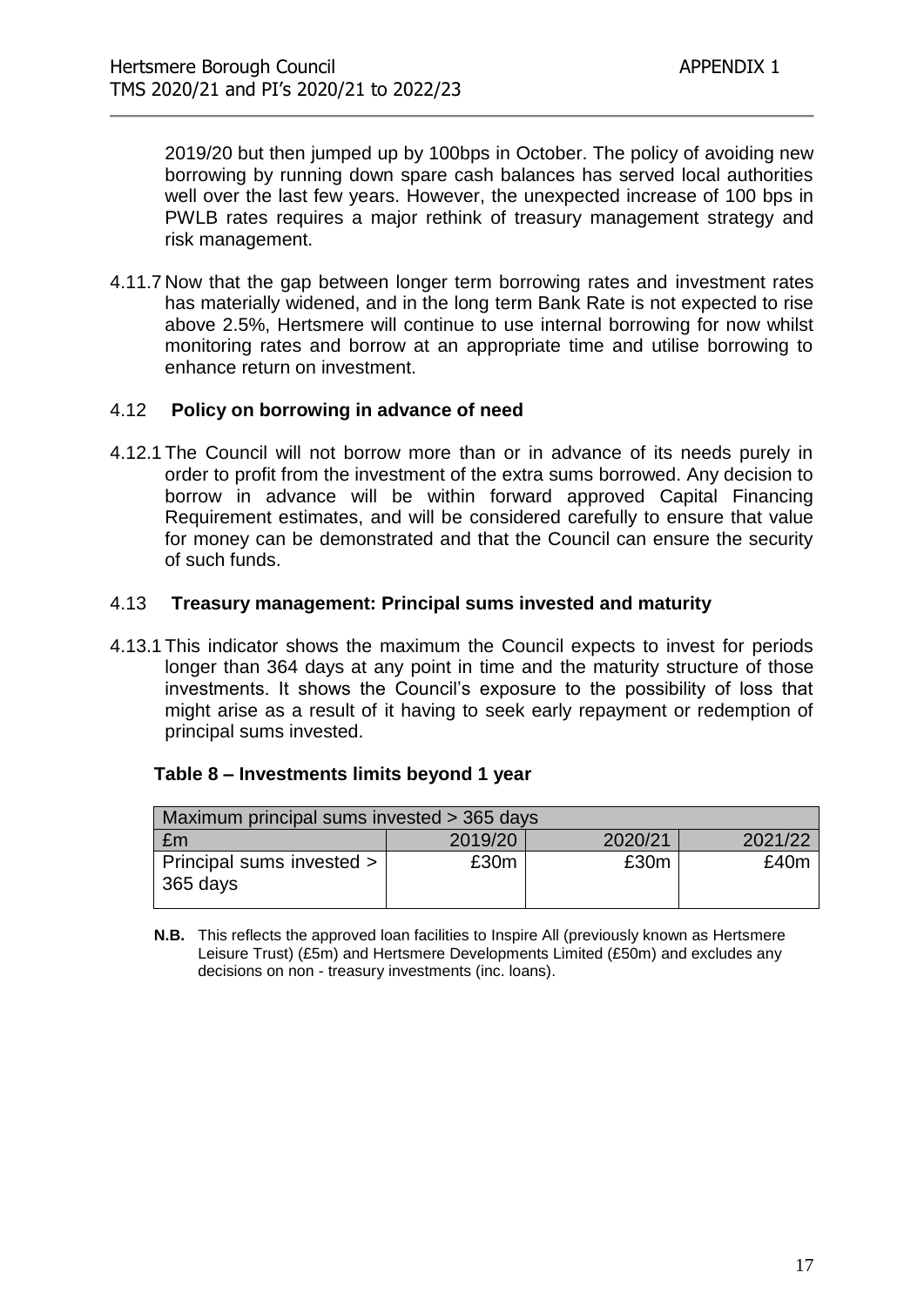2019/20 but then jumped up by 100bps in October. The policy of avoiding new borrowing by running down spare cash balances has served local authorities well over the last few years. However, the unexpected increase of 100 bps in PWLB rates requires a major rethink of treasury management strategy and risk management.

4.11.7 Now that the gap between longer term borrowing rates and investment rates has materially widened, and in the long term Bank Rate is not expected to rise above 2.5%, Hertsmere will continue to use internal borrowing for now whilst monitoring rates and borrow at an appropriate time and utilise borrowing to enhance return on investment.

### 4.12 Policy on borrowing in advance of need

4.12.1 The Council will not borrow more than or in advance of its needs purely in order to profit from the investment of the extra sums borrowed. Any decision to borrow in advance will be within forward approved Capital Financing Requirement estimates, and will be considered carefully to ensure that value for money can be demonstrated and that the Council can ensure the security of such funds.

### 4.13 Treasury management: Principal sums invested and maturity

4.13.1 This indicator shows the maximum the Council expects to invest for periods longer than 364 days at any point in time and the maturity structure of those investments. It shows the Council's exposure to the possibility of loss that might arise as a result of it having to seek early repayment or redemption of principal sums invested.

**Table 8 – Investments limits beyond 1 year**

| Maximum principal sums invested > 365 days | | | |
|---|---|---|---|
| £m | 2019/20 | 2020/21 | 2021/22 |
| Principal sums invested > 365 days | £30m | £30m | £40m |

**N.B.** This reflects the approved loan facilities to Inspire All (previously known as Hertsmere Leisure Trust) (£5m) and Hertsmere Developments Limited (£50m) and excludes any decisions on non - treasury investments (inc. loans).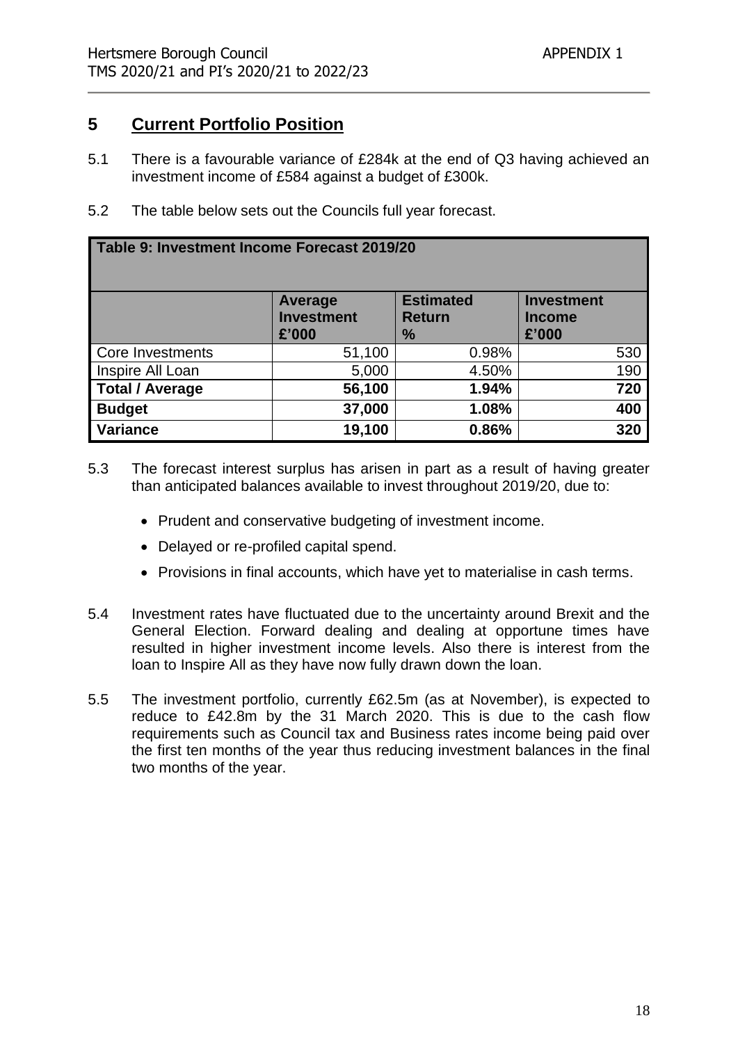## 5 Current Portfolio Position

5.1 There is a favourable variance of £284k at the end of Q3 having achieved an investment income of £584 against a budget of £300k.

5.2 The table below sets out the Councils full year forecast.

| Table 9: Investment Income Forecast 2019/20 | | | |
|---|---|---|---|
| | **Average Investment £'000** | **Estimated Return %** | **Investment Income £'000** |
| Core Investments | 51,100 | 0.98% | 530 |
| Inspire All Loan | 5,000 | 4.50% | 190 |
| **Total / Average** | **56,100** | **1.94%** | **720** |
| **Budget** | **37,000** | **1.08%** | **400** |
| **Variance** | **19,100** | **0.86%** | **320** |

5.3 The forecast interest surplus has arisen in part as a result of having greater than anticipated balances available to invest throughout 2019/20, due to:

- Prudent and conservative budgeting of investment income.
- Delayed or re-profiled capital spend.
- Provisions in final accounts, which have yet to materialise in cash terms.

5.4 Investment rates have fluctuated due to the uncertainty around Brexit and the General Election. Forward dealing and dealing at opportune times have resulted in higher investment income levels. Also there is interest from the loan to Inspire All as they have now fully drawn down the loan.

5.5 The investment portfolio, currently £62.5m (as at November), is expected to reduce to £42.8m by the 31 March 2020. This is due to the cash flow requirements such as Council tax and Business rates income being paid over the first ten months of the year thus reducing investment balances in the final two months of the year.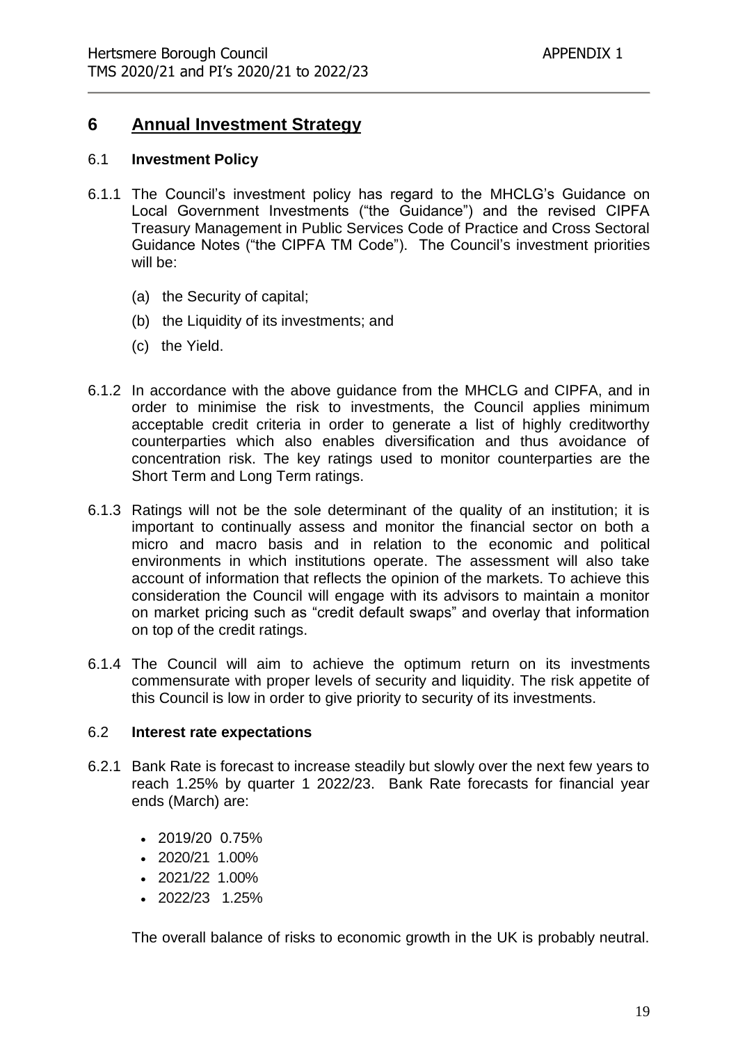## 6 Annual Investment Strategy

### 6.1 Investment Policy

6.1.1 The Council's investment policy has regard to the MHCLG's Guidance on Local Government Investments ("the Guidance") and the revised CIPFA Treasury Management in Public Services Code of Practice and Cross Sectoral Guidance Notes ("the CIPFA TM Code"). The Council's investment priorities will be:

(a) the Security of capital;

(b) the Liquidity of its investments; and

(c) the Yield.

6.1.2 In accordance with the above guidance from the MHCLG and CIPFA, and in order to minimise the risk to investments, the Council applies minimum acceptable credit criteria in order to generate a list of highly creditworthy counterparties which also enables diversification and thus avoidance of concentration risk. The key ratings used to monitor counterparties are the Short Term and Long Term ratings.

6.1.3 Ratings will not be the sole determinant of the quality of an institution; it is important to continually assess and monitor the financial sector on both a micro and macro basis and in relation to the economic and political environments in which institutions operate. The assessment will also take account of information that reflects the opinion of the markets. To achieve this consideration the Council will engage with its advisors to maintain a monitor on market pricing such as "credit default swaps" and overlay that information on top of the credit ratings.

6.1.4 The Council will aim to achieve the optimum return on its investments commensurate with proper levels of security and liquidity. The risk appetite of this Council is low in order to give priority to security of its investments.

### 6.2 Interest rate expectations

6.2.1 Bank Rate is forecast to increase steadily but slowly over the next few years to reach 1.25% by quarter 1 2022/23. Bank Rate forecasts for financial year ends (March) are:

- 2019/20 0.75%
- 2020/21 1.00%
- 2021/22 1.00%
- 2022/23 1.25%

The overall balance of risks to economic growth in the UK is probably neutral.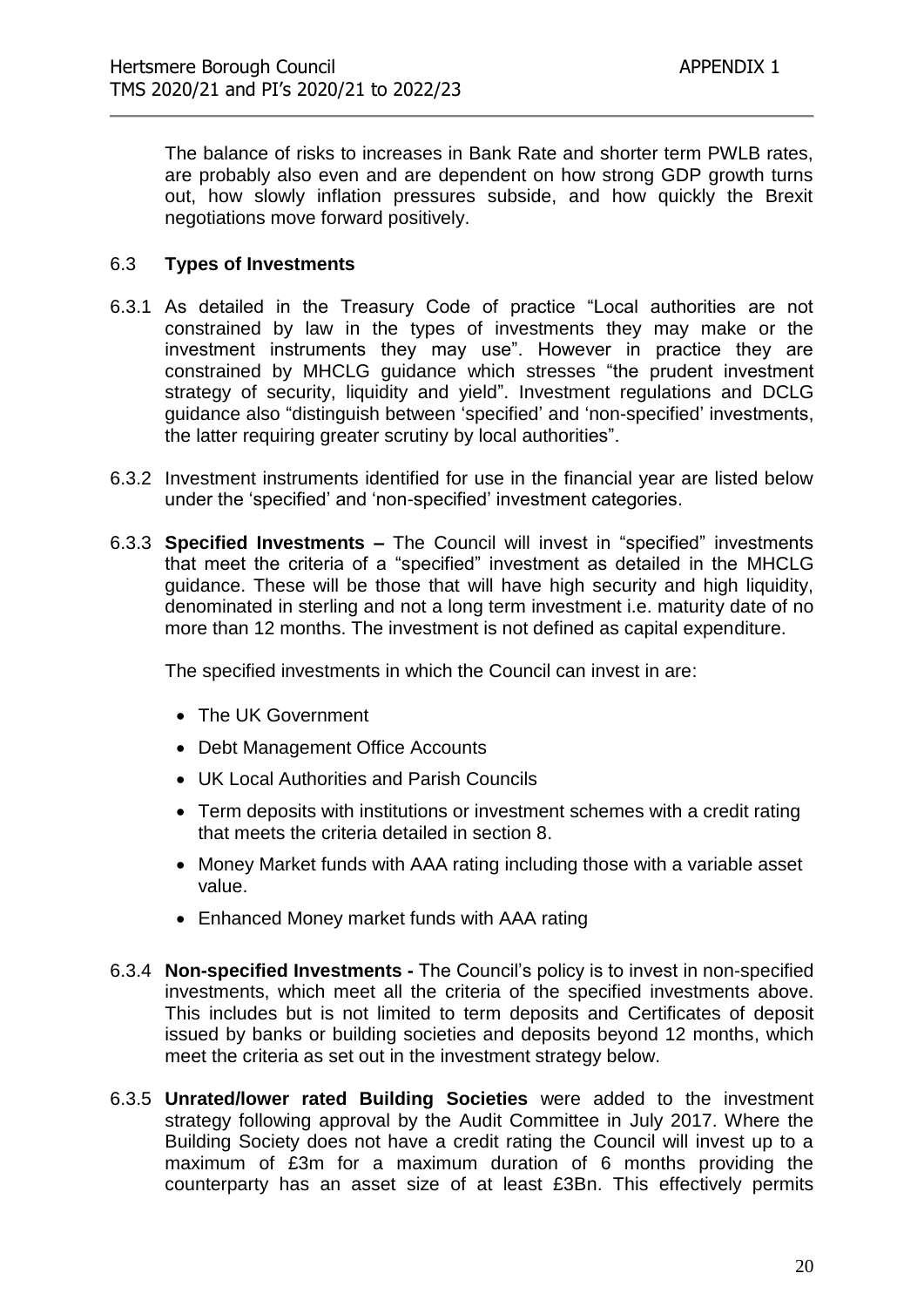The balance of risks to increases in Bank Rate and shorter term PWLB rates, are probably also even and are dependent on how strong GDP growth turns out, how slowly inflation pressures subside, and how quickly the Brexit negotiations move forward positively.

### 6.3 Types of Investments

6.3.1 As detailed in the Treasury Code of practice "Local authorities are not constrained by law in the types of investments they may make or the investment instruments they may use". However in practice they are constrained by MHCLG guidance which stresses "the prudent investment strategy of security, liquidity and yield". Investment regulations and DCLG guidance also "distinguish between 'specified' and 'non-specified' investments, the latter requiring greater scrutiny by local authorities".

6.3.2 Investment instruments identified for use in the financial year are listed below under the 'specified' and 'non-specified' investment categories.

6.3.3 **Specified Investments –** The Council will invest in "specified" investments that meet the criteria of a "specified" investment as detailed in the MHCLG guidance. These will be those that will have high security and high liquidity, denominated in sterling and not a long term investment i.e. maturity date of no more than 12 months. The investment is not defined as capital expenditure.

The specified investments in which the Council can invest in are:

- The UK Government
- Debt Management Office Accounts
- UK Local Authorities and Parish Councils
- Term deposits with institutions or investment schemes with a credit rating that meets the criteria detailed in section 8.
- Money Market funds with AAA rating including those with a variable asset value.
- Enhanced Money market funds with AAA rating

6.3.4 **Non-specified Investments -** The Council's policy is to invest in non-specified investments, which meet all the criteria of the specified investments above. This includes but is not limited to term deposits and Certificates of deposit issued by banks or building societies and deposits beyond 12 months, which meet the criteria as set out in the investment strategy below.

6.3.5 **Unrated/lower rated Building Societies** were added to the investment strategy following approval by the Audit Committee in July 2017. Where the Building Society does not have a credit rating the Council will invest up to a maximum of £3m for a maximum duration of 6 months providing the counterparty has an asset size of at least £3Bn. This effectively permits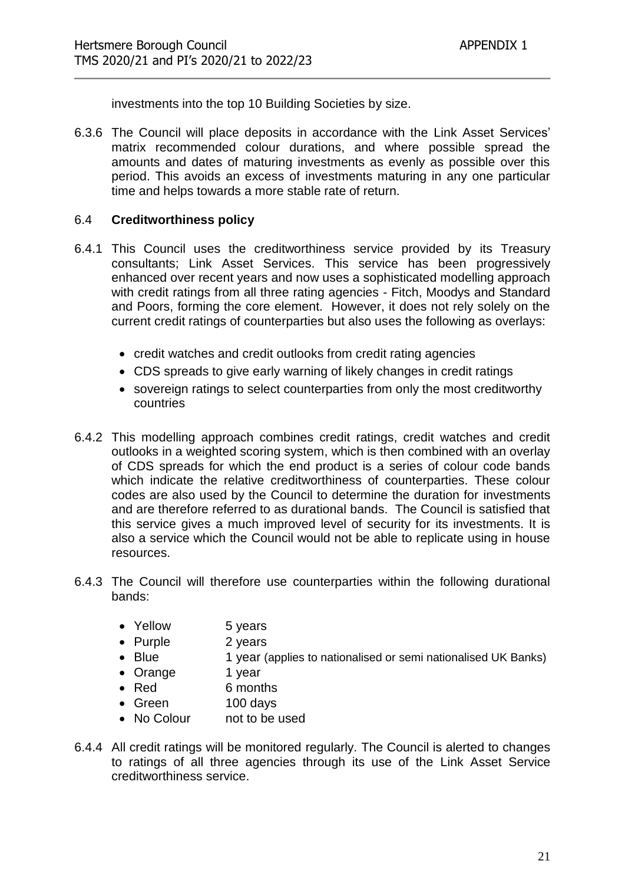investments into the top 10 Building Societies by size.

6.3.6 The Council will place deposits in accordance with the Link Asset Services' matrix recommended colour durations, and where possible spread the amounts and dates of maturing investments as evenly as possible over this period. This avoids an excess of investments maturing in any one particular time and helps towards a more stable rate of return.

### 6.4 **Creditworthiness policy**

6.4.1 This Council uses the creditworthiness service provided by its Treasury consultants; Link Asset Services. This service has been progressively enhanced over recent years and now uses a sophisticated modelling approach with credit ratings from all three rating agencies - Fitch, Moodys and Standard and Poors, forming the core element. However, it does not rely solely on the current credit ratings of counterparties but also uses the following as overlays:

- credit watches and credit outlooks from credit rating agencies
- CDS spreads to give early warning of likely changes in credit ratings
- sovereign ratings to select counterparties from only the most creditworthy countries

6.4.2 This modelling approach combines credit ratings, credit watches and credit outlooks in a weighted scoring system, which is then combined with an overlay of CDS spreads for which the end product is a series of colour code bands which indicate the relative creditworthiness of counterparties. These colour codes are also used by the Council to determine the duration for investments and are therefore referred to as durational bands. The Council is satisfied that this service gives a much improved level of security for its investments. It is also a service which the Council would not be able to replicate using in house resources.

6.4.3 The Council will therefore use counterparties within the following durational bands:

- Yellow 5 years
- Purple 2 years
- Blue 1 year (applies to nationalised or semi nationalised UK Banks)
- Orange 1 year
- Red 6 months
- Green 100 days
- No Colour not to be used

6.4.4 All credit ratings will be monitored regularly. The Council is alerted to changes to ratings of all three agencies through its use of the Link Asset Service creditworthiness service.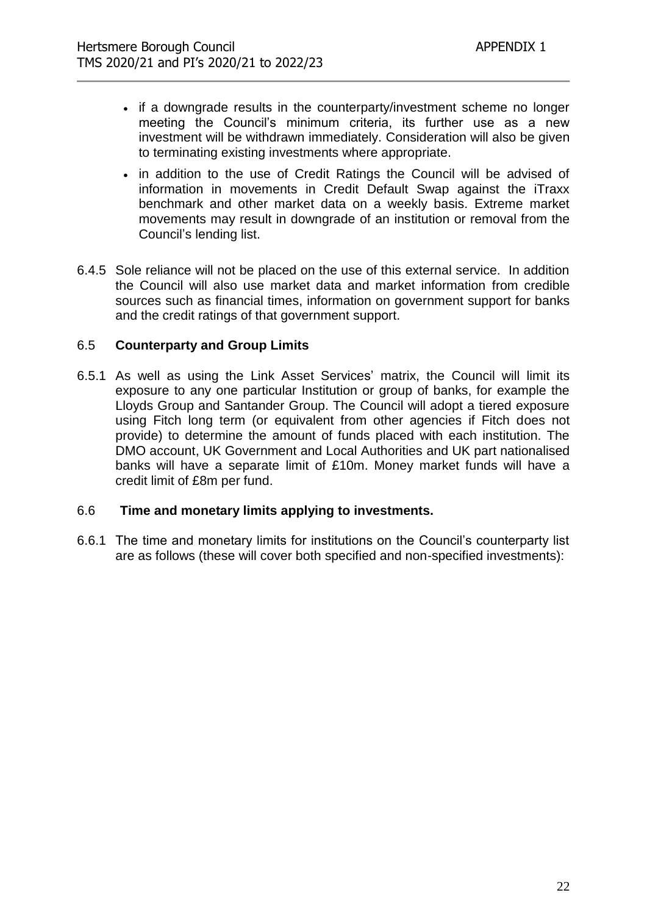- if a downgrade results in the counterparty/investment scheme no longer meeting the Council's minimum criteria, its further use as a new investment will be withdrawn immediately. Consideration will also be given to terminating existing investments where appropriate.
- in addition to the use of Credit Ratings the Council will be advised of information in movements in Credit Default Swap against the iTraxx benchmark and other market data on a weekly basis. Extreme market movements may result in downgrade of an institution or removal from the Council's lending list.

6.4.5 Sole reliance will not be placed on the use of this external service. In addition the Council will also use market data and market information from credible sources such as financial times, information on government support for banks and the credit ratings of that government support.

### 6.5 Counterparty and Group Limits

6.5.1 As well as using the Link Asset Services' matrix, the Council will limit its exposure to any one particular Institution or group of banks, for example the Lloyds Group and Santander Group. The Council will adopt a tiered exposure using Fitch long term (or equivalent from other agencies if Fitch does not provide) to determine the amount of funds placed with each institution. The DMO account, UK Government and Local Authorities and UK part nationalised banks will have a separate limit of £10m. Money market funds will have a credit limit of £8m per fund.

### 6.6 Time and monetary limits applying to investments.

6.6.1 The time and monetary limits for institutions on the Council's counterparty list are as follows (these will cover both specified and non-specified investments):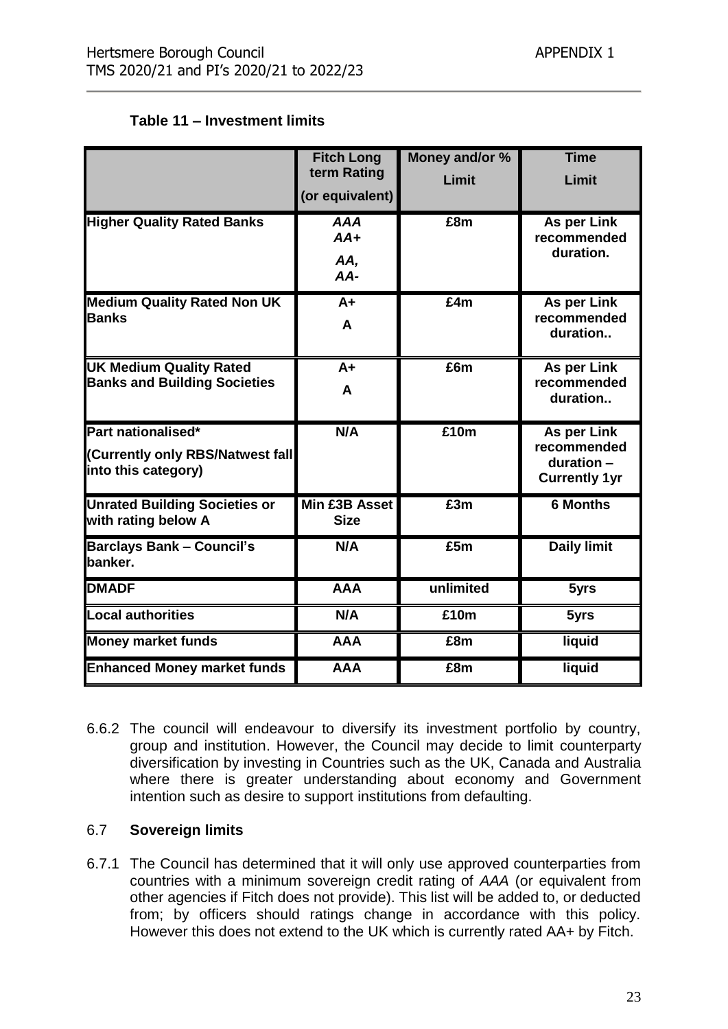**Table 11 – Investment limits**

| | Fitch Long term Rating (or equivalent) | Money and/or % Limit | Time Limit |
|---|---|---|---|
| **Higher Quality Rated Banks** | ***AAA AA+ AA, AA-*** | **£8m** | **As per Link recommended duration.** |
| **Medium Quality Rated Non UK Banks** | **A+ A** | **£4m** | **As per Link recommended duration..** |
| **UK Medium Quality Rated Banks and Building Societies** | **A+ A** | **£6m** | **As per Link recommended duration..** |
| **Part nationalised* (Currently only RBS/Natwest fall into this category)** | **N/A** | **£10m** | **As per Link recommended duration – Currently 1yr** |
| **Unrated Building Societies or with rating below A** | **Min £3B Asset Size** | **£3m** | **6 Months** |
| **Barclays Bank – Council's banker.** | **N/A** | **£5m** | **Daily limit** |
| **DMADF** | **AAA** | **unlimited** | **5yrs** |
| **Local authorities** | **N/A** | **£10m** | **5yrs** |
| **Money market funds** | **AAA** | **£8m** | **liquid** |
| **Enhanced Money market funds** | **AAA** | **£8m** | **liquid** |

6.6.2 The council will endeavour to diversify its investment portfolio by country, group and institution. However, the Council may decide to limit counterparty diversification by investing in Countries such as the UK, Canada and Australia where there is greater understanding about economy and Government intention such as desire to support institutions from defaulting.

### 6.7 **Sovereign limits**

6.7.1 The Council has determined that it will only use approved counterparties from countries with a minimum sovereign credit rating of *AAA* (or equivalent from other agencies if Fitch does not provide). This list will be added to, or deducted from; by officers should ratings change in accordance with this policy. However this does not extend to the UK which is currently rated AA+ by Fitch.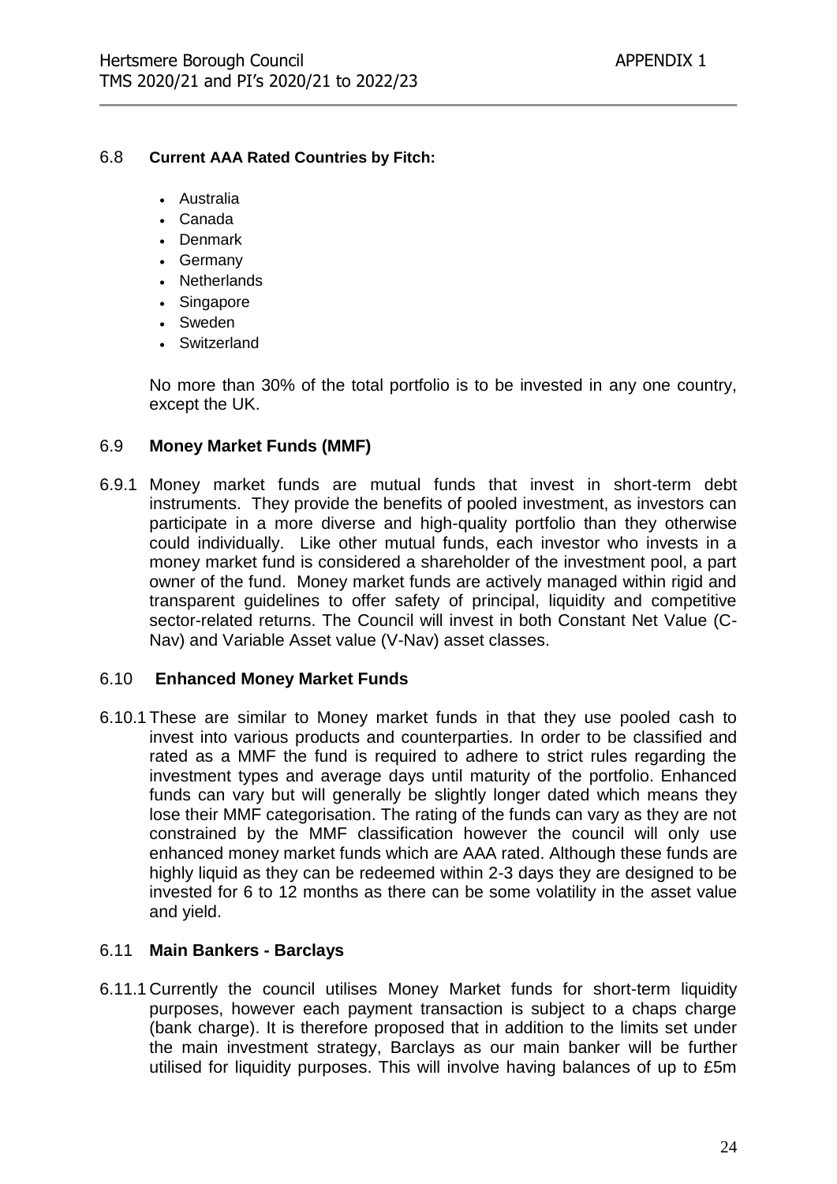### 6.8 **Current AAA Rated Countries by Fitch:**

- Australia
- Canada
- Denmark
- Germany
- Netherlands
- Singapore
- Sweden
- Switzerland

No more than 30% of the total portfolio is to be invested in any one country, except the UK.

### 6.9 **Money Market Funds (MMF)**

6.9.1 Money market funds are mutual funds that invest in short-term debt instruments. They provide the benefits of pooled investment, as investors can participate in a more diverse and high-quality portfolio than they otherwise could individually. Like other mutual funds, each investor who invests in a money market fund is considered a shareholder of the investment pool, a part owner of the fund. Money market funds are actively managed within rigid and transparent guidelines to offer safety of principal, liquidity and competitive sector-related returns. The Council will invest in both Constant Net Value (C-Nav) and Variable Asset value (V-Nav) asset classes.

### 6.10 **Enhanced Money Market Funds**

6.10.1 These are similar to Money market funds in that they use pooled cash to invest into various products and counterparties. In order to be classified and rated as a MMF the fund is required to adhere to strict rules regarding the investment types and average days until maturity of the portfolio. Enhanced funds can vary but will generally be slightly longer dated which means they lose their MMF categorisation. The rating of the funds can vary as they are not constrained by the MMF classification however the council will only use enhanced money market funds which are AAA rated. Although these funds are highly liquid as they can be redeemed within 2-3 days they are designed to be invested for 6 to 12 months as there can be some volatility in the asset value and yield.

### 6.11 **Main Bankers - Barclays**

6.11.1 Currently the council utilises Money Market funds for short-term liquidity purposes, however each payment transaction is subject to a chaps charge (bank charge). It is therefore proposed that in addition to the limits set under the main investment strategy, Barclays as our main banker will be further utilised for liquidity purposes. This will involve having balances of up to £5m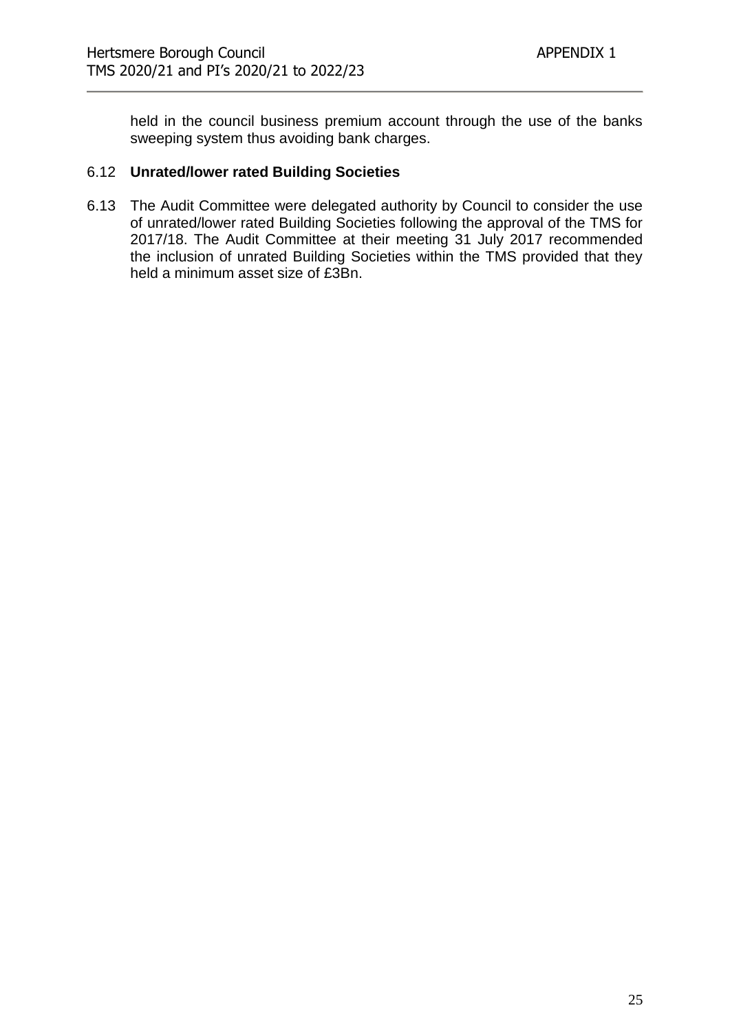held in the council business premium account through the use of the banks sweeping system thus avoiding bank charges.

6.12 **Unrated/lower rated Building Societies**

6.13 The Audit Committee were delegated authority by Council to consider the use of unrated/lower rated Building Societies following the approval of the TMS for 2017/18. The Audit Committee at their meeting 31 July 2017 recommended the inclusion of unrated Building Societies within the TMS provided that they held a minimum asset size of £3Bn.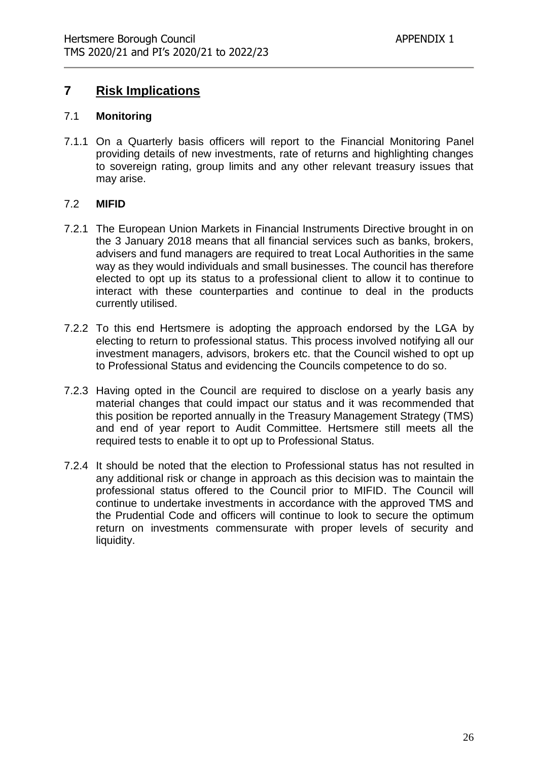## 7 Risk Implications

### 7.1 Monitoring

7.1.1 On a Quarterly basis officers will report to the Financial Monitoring Panel providing details of new investments, rate of returns and highlighting changes to sovereign rating, group limits and any other relevant treasury issues that may arise.

### 7.2 MIFID

7.2.1 The European Union Markets in Financial Instruments Directive brought in on the 3 January 2018 means that all financial services such as banks, brokers, advisers and fund managers are required to treat Local Authorities in the same way as they would individuals and small businesses. The council has therefore elected to opt up its status to a professional client to allow it to continue to interact with these counterparties and continue to deal in the products currently utilised.

7.2.2 To this end Hertsmere is adopting the approach endorsed by the LGA by electing to return to professional status. This process involved notifying all our investment managers, advisors, brokers etc. that the Council wished to opt up to Professional Status and evidencing the Councils competence to do so.

7.2.3 Having opted in the Council are required to disclose on a yearly basis any material changes that could impact our status and it was recommended that this position be reported annually in the Treasury Management Strategy (TMS) and end of year report to Audit Committee. Hertsmere still meets all the required tests to enable it to opt up to Professional Status.

7.2.4 It should be noted that the election to Professional status has not resulted in any additional risk or change in approach as this decision was to maintain the professional status offered to the Council prior to MIFID. The Council will continue to undertake investments in accordance with the approved TMS and the Prudential Code and officers will continue to look to secure the optimum return on investments commensurate with proper levels of security and liquidity.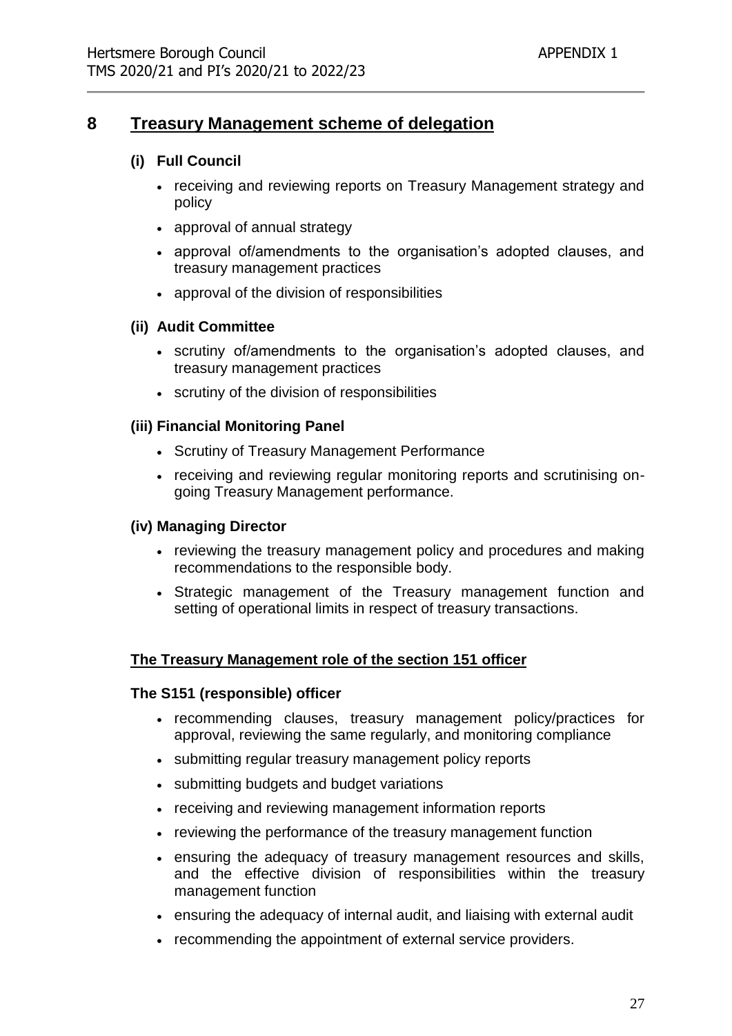## 8 Treasury Management scheme of delegation

### (i) Full Council

- receiving and reviewing reports on Treasury Management strategy and policy
- approval of annual strategy
- approval of/amendments to the organisation's adopted clauses, and treasury management practices
- approval of the division of responsibilities

### (ii) Audit Committee

- scrutiny of/amendments to the organisation's adopted clauses, and treasury management practices
- scrutiny of the division of responsibilities

### (iii) Financial Monitoring Panel

- Scrutiny of Treasury Management Performance
- receiving and reviewing regular monitoring reports and scrutinising on-going Treasury Management performance.

### (iv) Managing Director

- reviewing the treasury management policy and procedures and making recommendations to the responsible body.
- Strategic management of the Treasury management function and setting of operational limits in respect of treasury transactions.

### The Treasury Management role of the section 151 officer

**The S151 (responsible) officer**

- recommending clauses, treasury management policy/practices for approval, reviewing the same regularly, and monitoring compliance
- submitting regular treasury management policy reports
- submitting budgets and budget variations
- receiving and reviewing management information reports
- reviewing the performance of the treasury management function
- ensuring the adequacy of treasury management resources and skills, and the effective division of responsibilities within the treasury management function
- ensuring the adequacy of internal audit, and liaising with external audit
- recommending the appointment of external service providers.